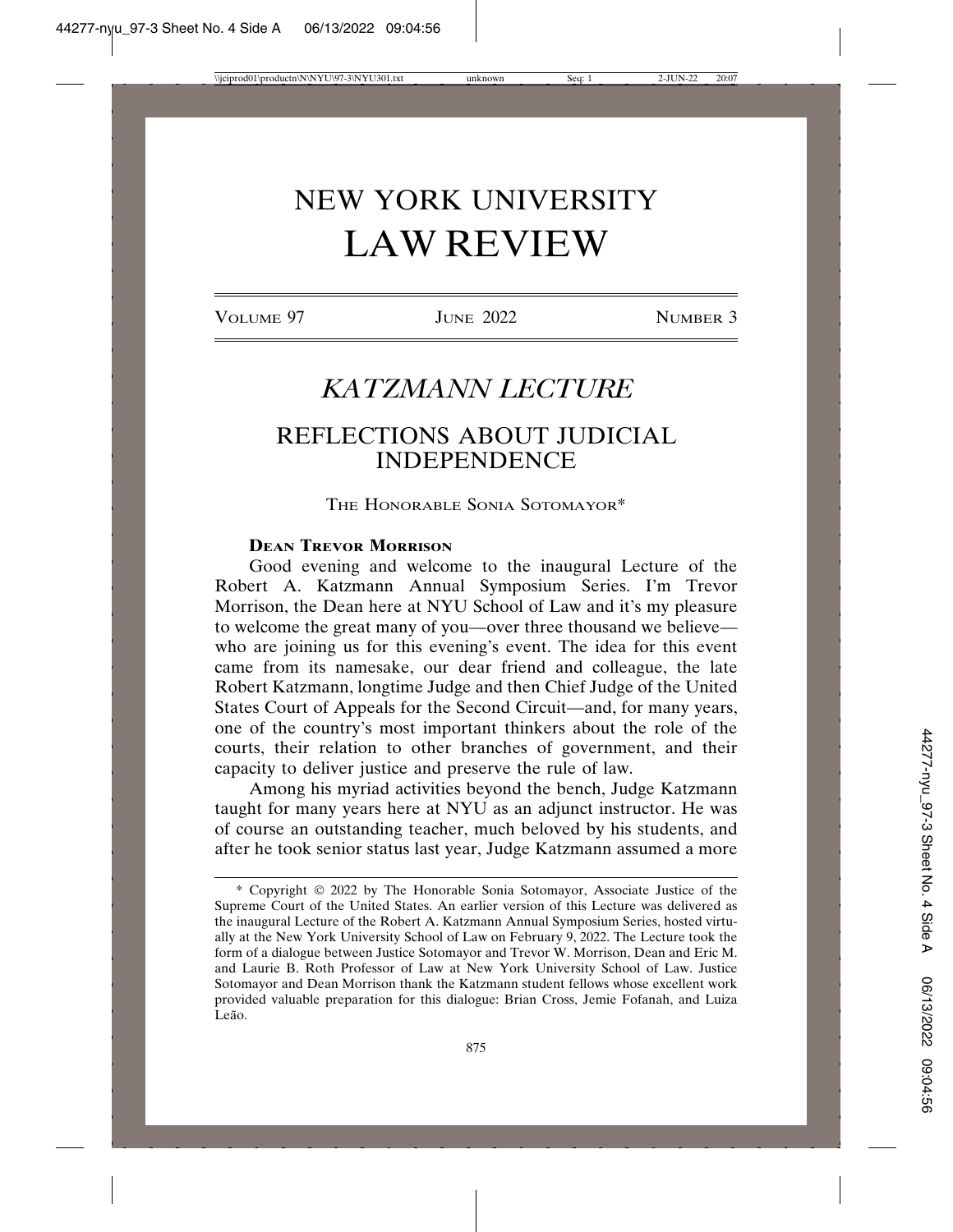# NEW YORK UNIVERSITY LAW REVIEW

VOLUME 97 JUNE 2022 NUMBER 3

## *KATZMANN LECTURE*

## REFLECTIONS ABOUT JUDICIAL INDEPENDENCE

THE HONORABLE SONIA SOTOMAYOR*

**DEAN TREVOR MORRISON**

Good evening and welcome to the inaugural Lecture of the Robert A. Katzmann Annual Symposium Series. I'm Trevor Morrison, the Dean here at NYU School of Law and it's my pleasure to welcome the great many of you—over three thousand we believe—who are joining us for this evening's event. The idea for this event came from its namesake, our dear friend and colleague, the late Robert Katzmann, longtime Judge and then Chief Judge of the United States Court of Appeals for the Second Circuit—and, for many years, one of the country's most important thinkers about the role of the courts, their relation to other branches of government, and their capacity to deliver justice and preserve the rule of law.

Among his myriad activities beyond the bench, Judge Katzmann taught for many years here at NYU as an adjunct instructor. He was of course an outstanding teacher, much beloved by his students, and after he took senior status last year, Judge Katzmann assumed a more

---

\* Copyright © 2022 by The Honorable Sonia Sotomayor, Associate Justice of the Supreme Court of the United States. An earlier version of this Lecture was delivered as the inaugural Lecture of the Robert A. Katzmann Annual Symposium Series, hosted virtually at the New York University School of Law on February 9, 2022. The Lecture took the form of a dialogue between Justice Sotomayor and Trevor W. Morrison, Dean and Eric M. and Laurie B. Roth Professor of Law at New York University School of Law. Justice Sotomayor and Dean Morrison thank the Katzmann student fellows whose excellent work provided valuable preparation for this dialogue: Brian Cross, Jemie Fofanah, and Luiza Leão.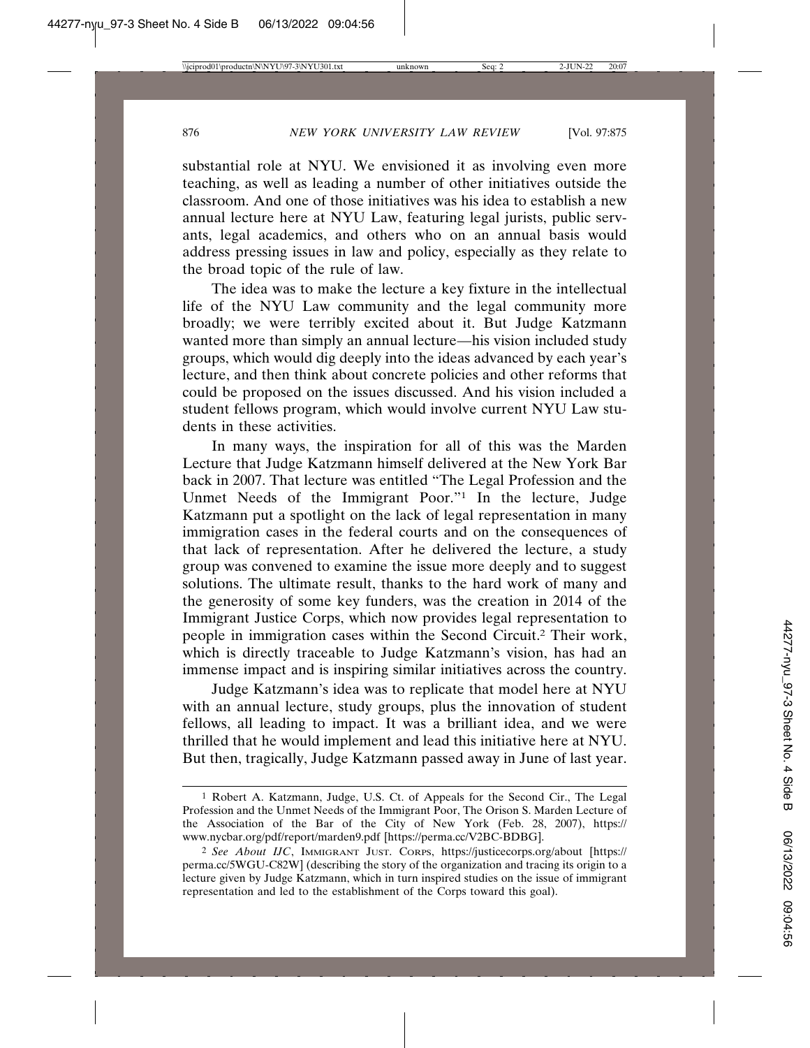substantial role at NYU. We envisioned it as involving even more teaching, as well as leading a number of other initiatives outside the classroom. And one of those initiatives was his idea to establish a new annual lecture here at NYU Law, featuring legal jurists, public servants, legal academics, and others who on an annual basis would address pressing issues in law and policy, especially as they relate to the broad topic of the rule of law.

The idea was to make the lecture a key fixture in the intellectual life of the NYU Law community and the legal community more broadly; we were terribly excited about it. But Judge Katzmann wanted more than simply an annual lecture—his vision included study groups, which would dig deeply into the ideas advanced by each year's lecture, and then think about concrete policies and other reforms that could be proposed on the issues discussed. And his vision included a student fellows program, which would involve current NYU Law students in these activities.

In many ways, the inspiration for all of this was the Marden Lecture that Judge Katzmann himself delivered at the New York Bar back in 2007. That lecture was entitled "The Legal Profession and the Unmet Needs of the Immigrant Poor."[1] In the lecture, Judge Katzmann put a spotlight on the lack of legal representation in many immigration cases in the federal courts and on the consequences of that lack of representation. After he delivered the lecture, a study group was convened to examine the issue more deeply and to suggest solutions. The ultimate result, thanks to the hard work of many and the generosity of some key funders, was the creation in 2014 of the Immigrant Justice Corps, which now provides legal representation to people in immigration cases within the Second Circuit.[2] Their work, which is directly traceable to Judge Katzmann's vision, has had an immense impact and is inspiring similar initiatives across the country.

Judge Katzmann's idea was to replicate that model here at NYU with an annual lecture, study groups, plus the innovation of student fellows, all leading to impact. It was a brilliant idea, and we were thrilled that he would implement and lead this initiative here at NYU. But then, tragically, Judge Katzmann passed away in June of last year.

---

[1] Robert A. Katzmann, Judge, U.S. Ct. of Appeals for the Second Cir., The Legal Profession and the Unmet Needs of the Immigrant Poor, The Orison S. Marden Lecture of the Association of the Bar of the City of New York (Feb. 28, 2007), https://www.nycbar.org/pdf/report/marden9.pdf [https://perma.cc/V2BC-BDBG].

[2] *See About IJC*, Immigrant Just. Corps, https://justicecorps.org/about [https://perma.cc/5WGU-C82W] (describing the story of the organization and tracing its origin to a lecture given by Judge Katzmann, which in turn inspired studies on the issue of immigrant representation and led to the establishment of the Corps toward this goal).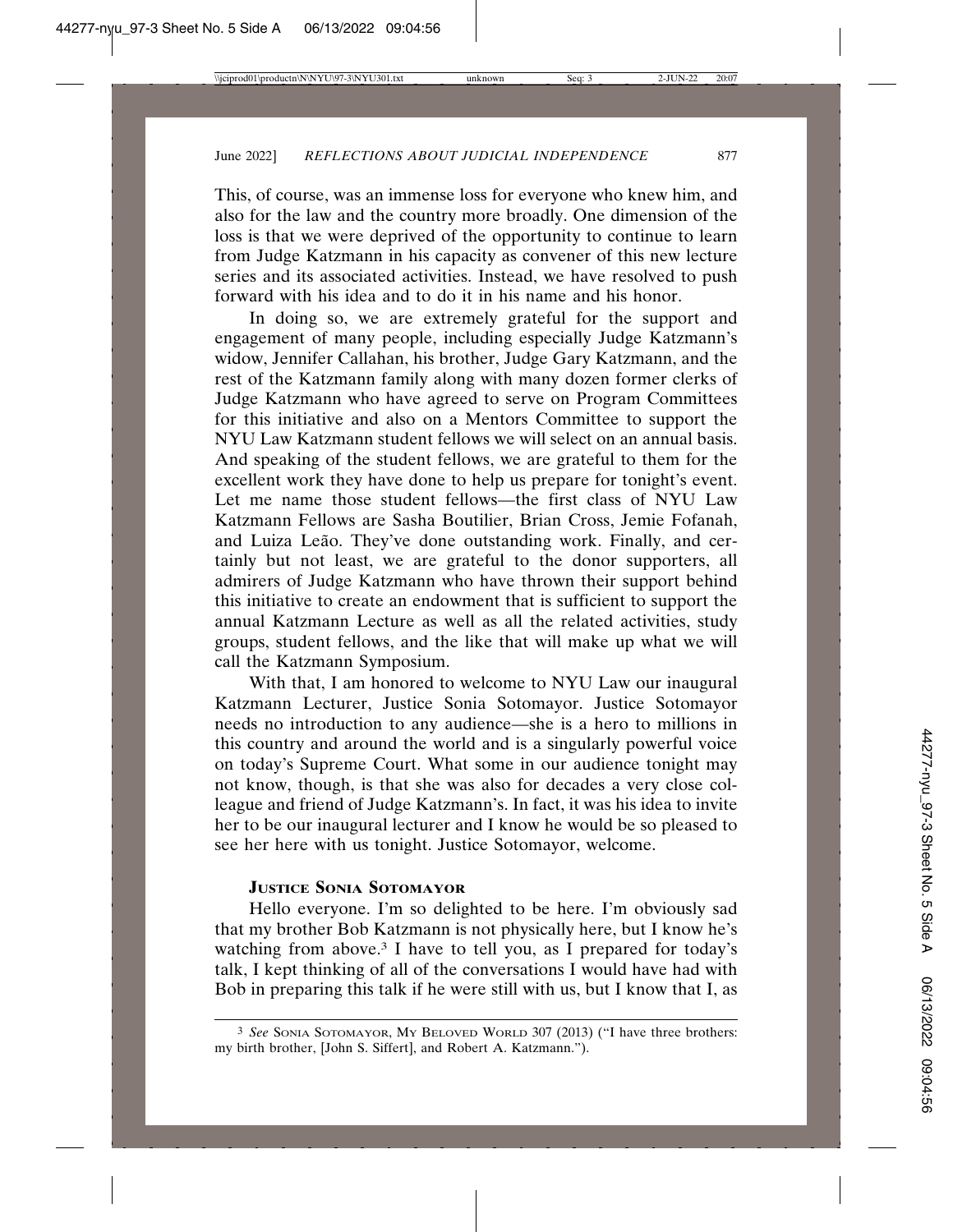This, of course, was an immense loss for everyone who knew him, and also for the law and the country more broadly. One dimension of the loss is that we were deprived of the opportunity to continue to learn from Judge Katzmann in his capacity as convener of this new lecture series and its associated activities. Instead, we have resolved to push forward with his idea and to do it in his name and his honor.

In doing so, we are extremely grateful for the support and engagement of many people, including especially Judge Katzmann's widow, Jennifer Callahan, his brother, Judge Gary Katzmann, and the rest of the Katzmann family along with many dozen former clerks of Judge Katzmann who have agreed to serve on Program Committees for this initiative and also on a Mentors Committee to support the NYU Law Katzmann student fellows we will select on an annual basis. And speaking of the student fellows, we are grateful to them for the excellent work they have done to help us prepare for tonight's event. Let me name those student fellows—the first class of NYU Law Katzmann Fellows are Sasha Boutilier, Brian Cross, Jemie Fofanah, and Luiza Leão. They've done outstanding work. Finally, and certainly but not least, we are grateful to the donor supporters, all admirers of Judge Katzmann who have thrown their support behind this initiative to create an endowment that is sufficient to support the annual Katzmann Lecture as well as all the related activities, study groups, student fellows, and the like that will make up what we will call the Katzmann Symposium.

With that, I am honored to welcome to NYU Law our inaugural Katzmann Lecturer, Justice Sonia Sotomayor. Justice Sotomayor needs no introduction to any audience—she is a hero to millions in this country and around the world and is a singularly powerful voice on today's Supreme Court. What some in our audience tonight may not know, though, is that she was also for decades a very close colleague and friend of Judge Katzmann's. In fact, it was his idea to invite her to be our inaugural lecturer and I know he would be so pleased to see her here with us tonight. Justice Sotomayor, welcome.

**JUSTICE SONIA SOTOMAYOR**

Hello everyone. I'm so delighted to be here. I'm obviously sad that my brother Bob Katzmann is not physically here, but I know he's watching from above.[3] I have to tell you, as I prepared for today's talk, I kept thinking of all of the conversations I would have had with Bob in preparing this talk if he were still with us, but I know that I, as

---

[3] *See* SONIA SOTOMAYOR, MY BELOVED WORLD 307 (2013) ("I have three brothers: my birth brother, [John S. Siffert], and Robert A. Katzmann.").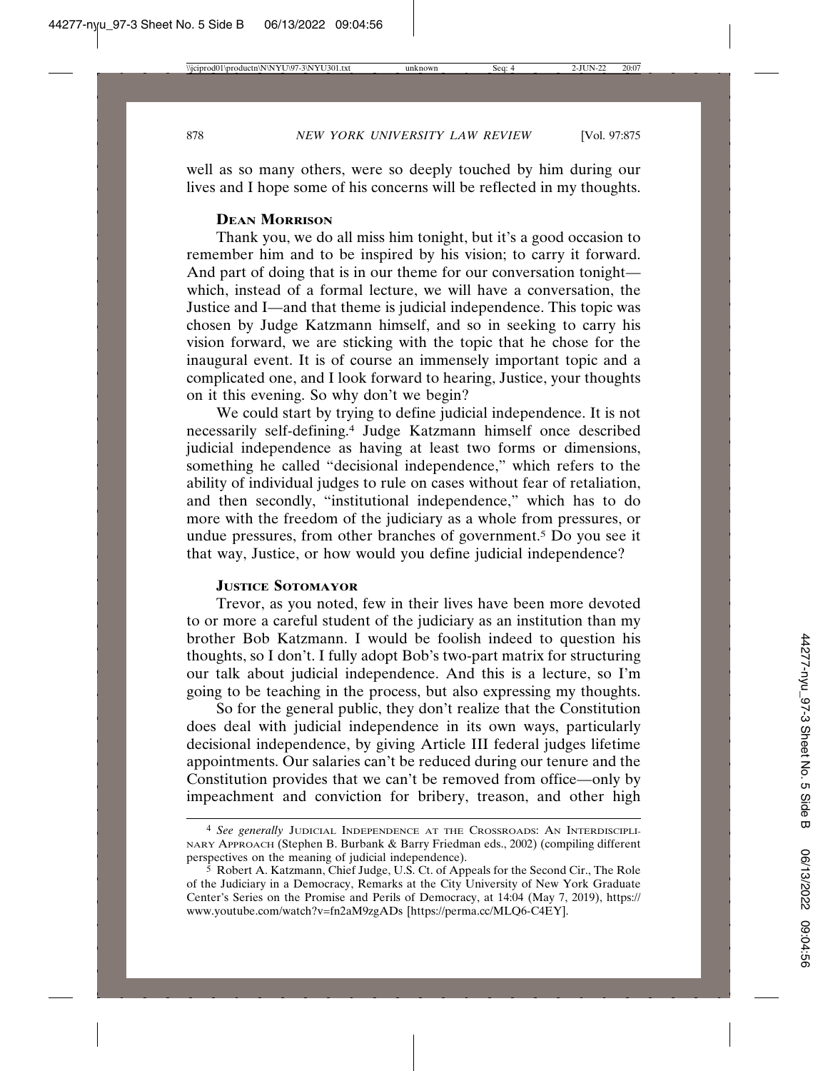well as so many others, were so deeply touched by him during our lives and I hope some of his concerns will be reflected in my thoughts.

**Dean Morrison**

Thank you, we do all miss him tonight, but it's a good occasion to remember him and to be inspired by his vision; to carry it forward. And part of doing that is in our theme for our conversation tonight—which, instead of a formal lecture, we will have a conversation, the Justice and I—and that theme is judicial independence. This topic was chosen by Judge Katzmann himself, and so in seeking to carry his vision forward, we are sticking with the topic that he chose for the inaugural event. It is of course an immensely important topic and a complicated one, and I look forward to hearing, Justice, your thoughts on it this evening. So why don't we begin?

We could start by trying to define judicial independence. It is not necessarily self-defining.[4] Judge Katzmann himself once described judicial independence as having at least two forms or dimensions, something he called "decisional independence," which refers to the ability of individual judges to rule on cases without fear of retaliation, and then secondly, "institutional independence," which has to do more with the freedom of the judiciary as a whole from pressures, or undue pressures, from other branches of government.[5] Do you see it that way, Justice, or how would you define judicial independence?

**Justice Sotomayor**

Trevor, as you noted, few in their lives have been more devoted to or more a careful student of the judiciary as an institution than my brother Bob Katzmann. I would be foolish indeed to question his thoughts, so I don't. I fully adopt Bob's two-part matrix for structuring our talk about judicial independence. And this is a lecture, so I'm going to be teaching in the process, but also expressing my thoughts.

So for the general public, they don't realize that the Constitution does deal with judicial independence in its own ways, particularly decisional independence, by giving Article III federal judges lifetime appointments. Our salaries can't be reduced during our tenure and the Constitution provides that we can't be removed from office—only by impeachment and conviction for bribery, treason, and other high

---

[4] *See generally* Judicial Independence at the Crossroads: An Interdisciplinary Approach (Stephen B. Burbank & Barry Friedman eds., 2002) (compiling different perspectives on the meaning of judicial independence).

[5] Robert A. Katzmann, Chief Judge, U.S. Ct. of Appeals for the Second Cir., The Role of the Judiciary in a Democracy, Remarks at the City University of New York Graduate Center's Series on the Promise and Perils of Democracy, at 14:04 (May 7, 2019), https://www.youtube.com/watch?v=fn2aM9zgADs [https://perma.cc/MLQ6-C4EY].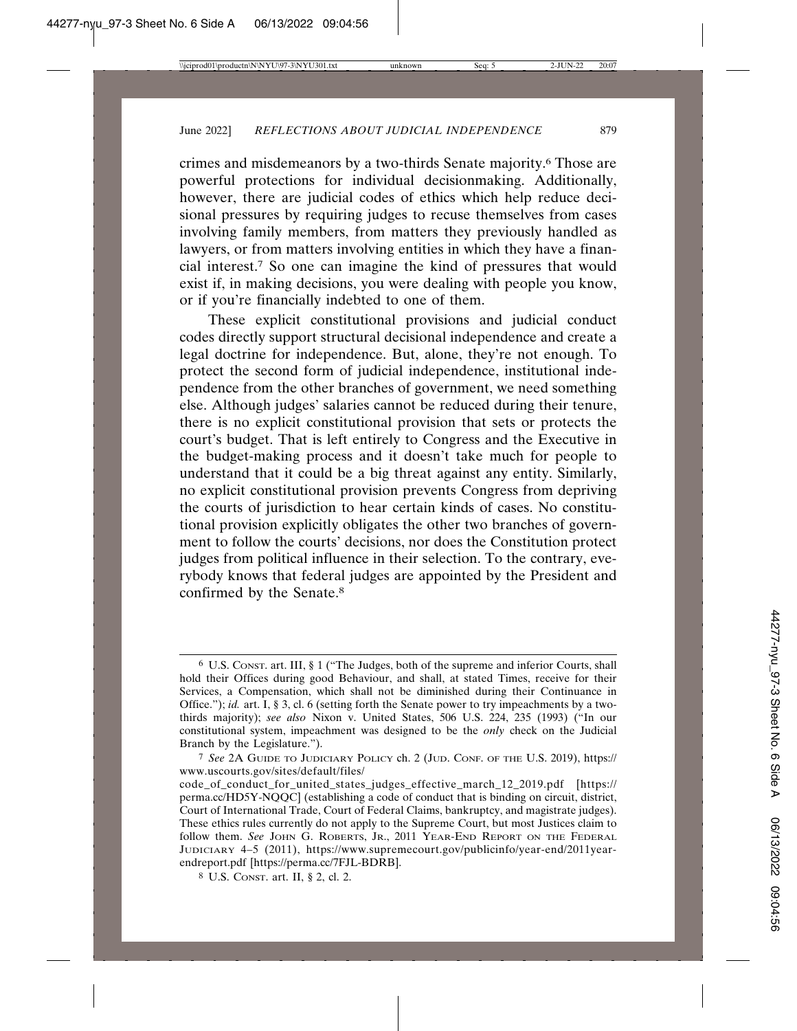crimes and misdemeanors by a two-thirds Senate majority.[6] Those are powerful protections for individual decisionmaking. Additionally, however, there are judicial codes of ethics which help reduce decisional pressures by requiring judges to recuse themselves from cases involving family members, from matters they previously handled as lawyers, or from matters involving entities in which they have a financial interest.[7] So one can imagine the kind of pressures that would exist if, in making decisions, you were dealing with people you know, or if you're financially indebted to one of them.

These explicit constitutional provisions and judicial conduct codes directly support structural decisional independence and create a legal doctrine for independence. But, alone, they're not enough. To protect the second form of judicial independence, institutional independence from the other branches of government, we need something else. Although judges' salaries cannot be reduced during their tenure, there is no explicit constitutional provision that sets or protects the court's budget. That is left entirely to Congress and the Executive in the budget-making process and it doesn't take much for people to understand that it could be a big threat against any entity. Similarly, no explicit constitutional provision prevents Congress from depriving the courts of jurisdiction to hear certain kinds of cases. No constitutional provision explicitly obligates the other two branches of government to follow the courts' decisions, nor does the Constitution protect judges from political influence in their selection. To the contrary, everybody knows that federal judges are appointed by the President and confirmed by the Senate.[8]

---

[6] U.S. Const. art. III, § 1 ("The Judges, both of the supreme and inferior Courts, shall hold their Offices during good Behaviour, and shall, at stated Times, receive for their Services, a Compensation, which shall not be diminished during their Continuance in Office."); *id.* art. I, § 3, cl. 6 (setting forth the Senate power to try impeachments by a two-thirds majority); *see also* Nixon v. United States, 506 U.S. 224, 235 (1993) ("In our constitutional system, impeachment was designed to be the *only* check on the Judicial Branch by the Legislature.").

[7] *See* 2A Guide to Judiciary Policy ch. 2 (Jud. Conf. of the U.S. 2019), https://www.uscourts.gov/sites/default/files/code_of_conduct_for_united_states_judges_effective_march_12_2019.pdf [https://perma.cc/HD5Y-NQQC] (establishing a code of conduct that is binding on circuit, district, Court of International Trade, Court of Federal Claims, bankruptcy, and magistrate judges). These ethics rules currently do not apply to the Supreme Court, but most Justices claim to follow them. *See* John G. Roberts, Jr., 2011 Year-End Report on the Federal Judiciary 4–5 (2011), https://www.supremecourt.gov/publicinfo/year-end/2011year-endreport.pdf [https://perma.cc/7FJL-BDRB].

[8] U.S. Const. art. II, § 2, cl. 2.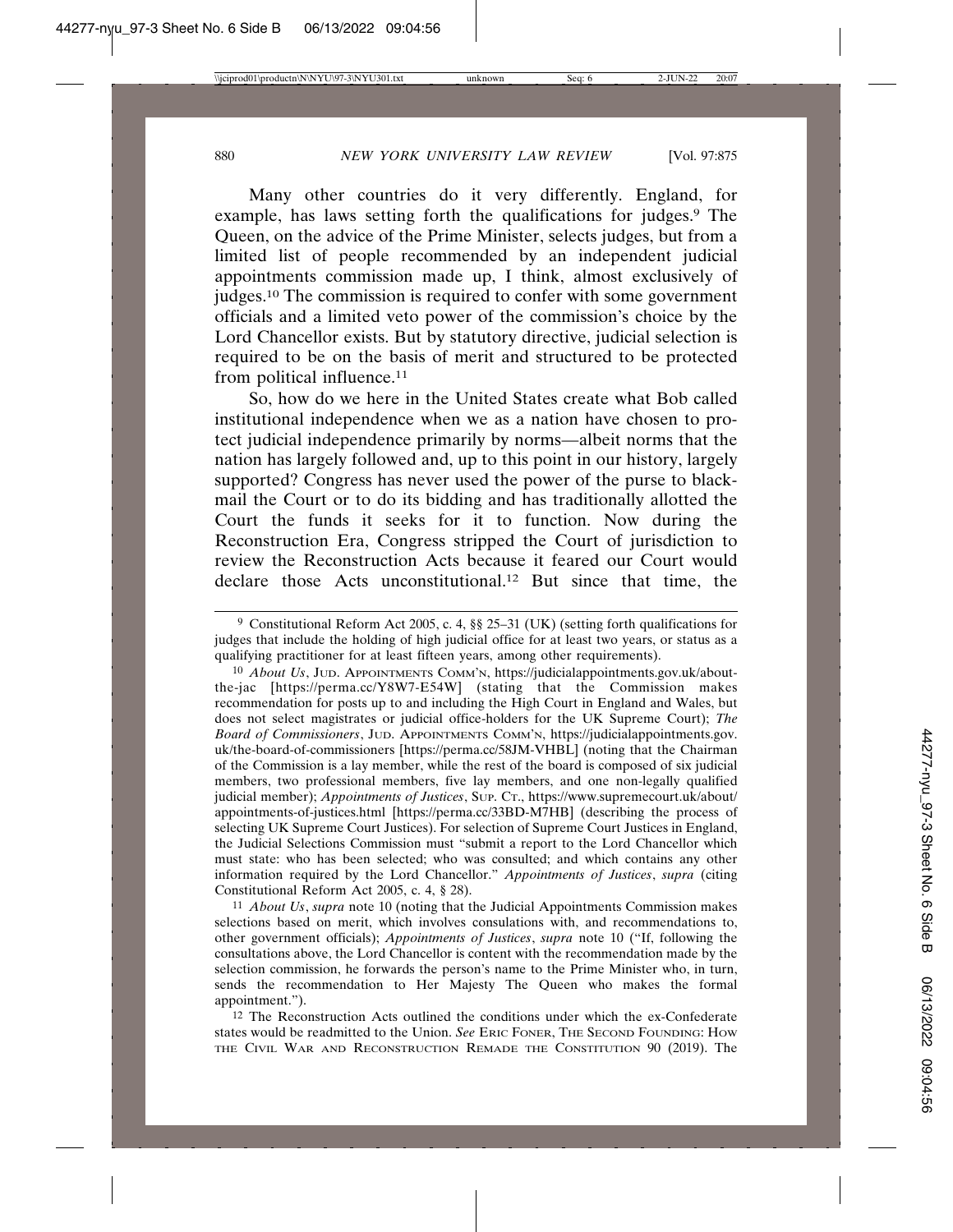Many other countries do it very differently. England, for example, has laws setting forth the qualifications for judges.[9] The Queen, on the advice of the Prime Minister, selects judges, but from a limited list of people recommended by an independent judicial appointments commission made up, I think, almost exclusively of judges.[10] The commission is required to confer with some government officials and a limited veto power of the commission's choice by the Lord Chancellor exists. But by statutory directive, judicial selection is required to be on the basis of merit and structured to be protected from political influence.[11]

So, how do we here in the United States create what Bob called institutional independence when we as a nation have chosen to protect judicial independence primarily by norms—albeit norms that the nation has largely followed and, up to this point in our history, largely supported? Congress has never used the power of the purse to blackmail the Court or to do its bidding and has traditionally allotted the Court the funds it seeks for it to function. Now during the Reconstruction Era, Congress stripped the Court of jurisdiction to review the Reconstruction Acts because it feared our Court would declare those Acts unconstitutional.[12] But since that time, the

---

[9] Constitutional Reform Act 2005, c. 4, §§ 25–31 (UK) (setting forth qualifications for judges that include the holding of high judicial office for at least two years, or status as a qualifying practitioner for at least fifteen years, among other requirements).

[10] *About Us*, JUD. APPOINTMENTS COMM'N, https://judicialappointments.gov.uk/about-the-jac [https://perma.cc/Y8W7-E54W] (stating that the Commission makes recommendation for posts up to and including the High Court in England and Wales, but does not select magistrates or judicial office-holders for the UK Supreme Court); *The Board of Commissioners*, JUD. APPOINTMENTS COMM'N, https://judicialappointments.gov.uk/the-board-of-commissioners [https://perma.cc/58JM-VHBL] (noting that the Chairman of the Commission is a lay member, while the rest of the board is composed of six judicial members, two professional members, five lay members, and one non-legally qualified judicial member); *Appointments of Justices*, SUP. CT., https://www.supremecourt.uk/about/appointments-of-justices.html [https://perma.cc/33BD-M7HB] (describing the process of selecting UK Supreme Court Justices). For selection of Supreme Court Justices in England, the Judicial Selections Commission must "submit a report to the Lord Chancellor which must state: who has been selected; who was consulted; and which contains any other information required by the Lord Chancellor." *Appointments of Justices*, *supra* (citing Constitutional Reform Act 2005, c. 4, § 28).

[11] *About Us*, *supra* note 10 (noting that the Judicial Appointments Commission makes selections based on merit, which involves consulations with, and recommendations to, other government officials); *Appointments of Justices*, *supra* note 10 ("If, following the consultations above, the Lord Chancellor is content with the recommendation made by the selection commission, he forwards the person's name to the Prime Minister who, in turn, sends the recommendation to Her Majesty The Queen who makes the formal appointment.").

[12] The Reconstruction Acts outlined the conditions under which the ex-Confederate states would be readmitted to the Union. *See* ERIC FONER, THE SECOND FOUNDING: HOW THE CIVIL WAR AND RECONSTRUCTION REMADE THE CONSTITUTION 90 (2019). The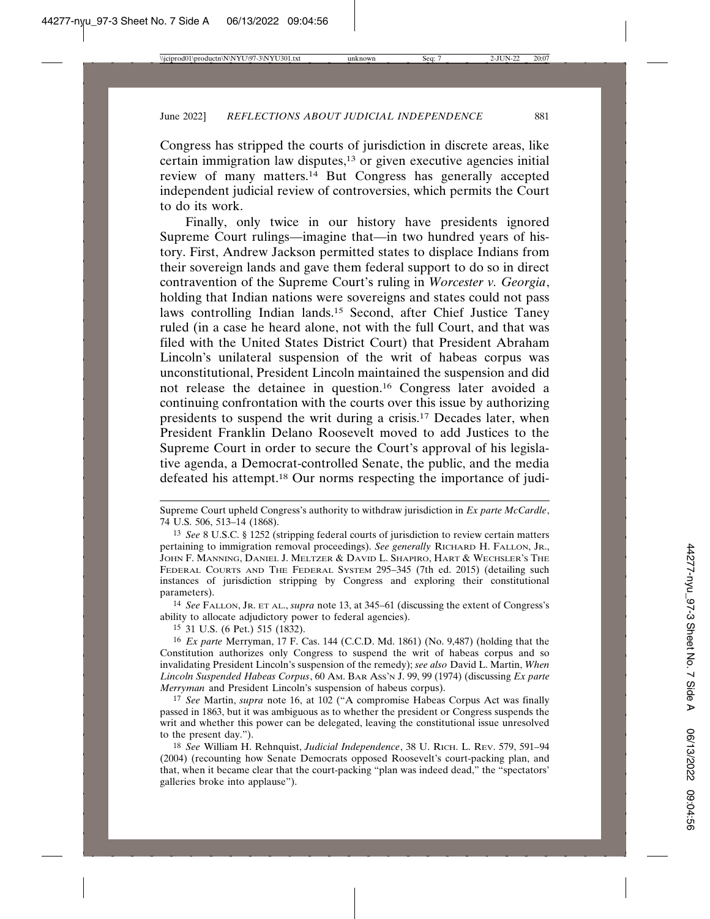Congress has stripped the courts of jurisdiction in discrete areas, like certain immigration law disputes,[13] or given executive agencies initial review of many matters.[14] But Congress has generally accepted independent judicial review of controversies, which permits the Court to do its work.

Finally, only twice in our history have presidents ignored Supreme Court rulings—imagine that—in two hundred years of history. First, Andrew Jackson permitted states to displace Indians from their sovereign lands and gave them federal support to do so in direct contravention of the Supreme Court's ruling in *Worcester v. Georgia*, holding that Indian nations were sovereigns and states could not pass laws controlling Indian lands.[15] Second, after Chief Justice Taney ruled (in a case he heard alone, not with the full Court, and that was filed with the United States District Court) that President Abraham Lincoln's unilateral suspension of the writ of habeas corpus was unconstitutional, President Lincoln maintained the suspension and did not release the detainee in question.[16] Congress later avoided a continuing confrontation with the courts over this issue by authorizing presidents to suspend the writ during a crisis.[17] Decades later, when President Franklin Delano Roosevelt moved to add Justices to the Supreme Court in order to secure the Court's approval of his legislative agenda, a Democrat-controlled Senate, the public, and the media defeated his attempt.[18] Our norms respecting the importance of judi-

---

Supreme Court upheld Congress's authority to withdraw jurisdiction in *Ex parte McCardle*, 74 U.S. 506, 513–14 (1868).

[13] *See* 8 U.S.C. § 1252 (stripping federal courts of jurisdiction to review certain matters pertaining to immigration removal proceedings). *See generally* RICHARD H. FALLON, JR., JOHN F. MANNING, DANIEL J. MELTZER & DAVID L. SHAPIRO, HART & WECHSLER'S THE FEDERAL COURTS AND THE FEDERAL SYSTEM 295–345 (7th ed. 2015) (detailing such instances of jurisdiction stripping by Congress and exploring their constitutional parameters).

[14] *See* FALLON, JR. ET AL., *supra* note 13, at 345–61 (discussing the extent of Congress's ability to allocate adjudictory power to federal agencies).

[15] 31 U.S. (6 Pet.) 515 (1832).

[16] *Ex parte* Merryman, 17 F. Cas. 144 (C.C.D. Md. 1861) (No. 9,487) (holding that the Constitution authorizes only Congress to suspend the writ of habeas corpus and so invalidating President Lincoln's suspension of the remedy); *see also* David L. Martin, *When Lincoln Suspended Habeas Corpus*, 60 AM. BAR ASS'N J. 99, 99 (1974) (discussing *Ex parte Merryman* and President Lincoln's suspension of habeus corpus).

[17] *See* Martin, *supra* note 16, at 102 ("A compromise Habeas Corpus Act was finally passed in 1863, but it was ambiguous as to whether the president or Congress suspends the writ and whether this power can be delegated, leaving the constitutional issue unresolved to the present day.").

[18] *See* William H. Rehnquist, *Judicial Independence*, 38 U. RICH. L. REV. 579, 591–94 (2004) (recounting how Senate Democrats opposed Roosevelt's court-packing plan, and that, when it became clear that the court-packing "plan was indeed dead," the "spectators' galleries broke into applause").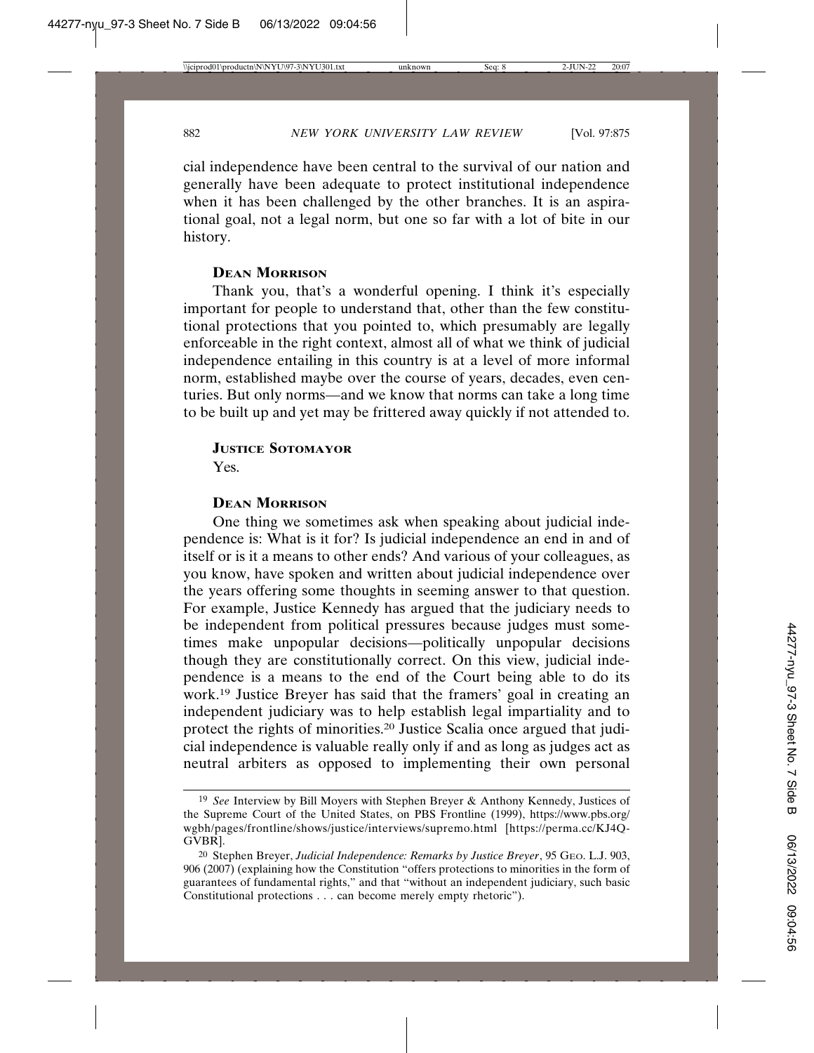cial independence have been central to the survival of our nation and generally have been adequate to protect institutional independence when it has been challenged by the other branches. It is an aspirational goal, not a legal norm, but one so far with a lot of bite in our history.

**Dean Morrison**

Thank you, that's a wonderful opening. I think it's especially important for people to understand that, other than the few constitutional protections that you pointed to, which presumably are legally enforceable in the right context, almost all of what we think of judicial independence entailing in this country is at a level of more informal norm, established maybe over the course of years, decades, even centuries. But only norms—and we know that norms can take a long time to be built up and yet may be frittered away quickly if not attended to.

**Justice Sotomayor**

Yes.

**Dean Morrison**

One thing we sometimes ask when speaking about judicial independence is: What is it for? Is judicial independence an end in and of itself or is it a means to other ends? And various of your colleagues, as you know, have spoken and written about judicial independence over the years offering some thoughts in seeming answer to that question. For example, Justice Kennedy has argued that the judiciary needs to be independent from political pressures because judges must sometimes make unpopular decisions—politically unpopular decisions though they are constitutionally correct. On this view, judicial independence is a means to the end of the Court being able to do its work.[19] Justice Breyer has said that the framers' goal in creating an independent judiciary was to help establish legal impartiality and to protect the rights of minorities.[20] Justice Scalia once argued that judicial independence is valuable really only if and as long as judges act as neutral arbiters as opposed to implementing their own personal

---

[19] *See* Interview by Bill Moyers with Stephen Breyer & Anthony Kennedy, Justices of the Supreme Court of the United States, on PBS Frontline (1999), https://www.pbs.org/wgbh/pages/frontline/shows/justice/interviews/supremo.html [https://perma.cc/KJ4Q-GVBR].

[20] Stephen Breyer, *Judicial Independence: Remarks by Justice Breyer*, 95 Geo. L.J. 903, 906 (2007) (explaining how the Constitution "offers protections to minorities in the form of guarantees of fundamental rights," and that "without an independent judiciary, such basic Constitutional protections . . . can become merely empty rhetoric").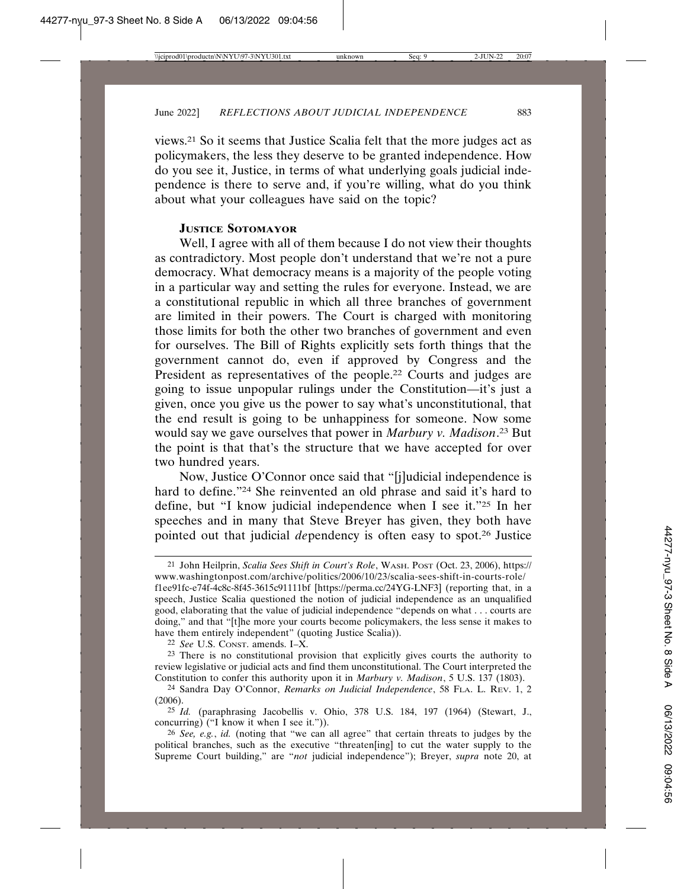views.[21] So it seems that Justice Scalia felt that the more judges act as policymakers, the less they deserve to be granted independence. How do you see it, Justice, in terms of what underlying goals judicial independence is there to serve and, if you're willing, what do you think about what your colleagues have said on the topic?

**Justice Sotomayor**

Well, I agree with all of them because I do not view their thoughts as contradictory. Most people don't understand that we're not a pure democracy. What democracy means is a majority of the people voting in a particular way and setting the rules for everyone. Instead, we are a constitutional republic in which all three branches of government are limited in their powers. The Court is charged with monitoring those limits for both the other two branches of government and even for ourselves. The Bill of Rights explicitly sets forth things that the government cannot do, even if approved by Congress and the President as representatives of the people.[22] Courts and judges are going to issue unpopular rulings under the Constitution—it's just a given, once you give us the power to say what's unconstitutional, that the end result is going to be unhappiness for someone. Now some would say we gave ourselves that power in *Marbury v. Madison*.[23] But the point is that that's the structure that we have accepted for over two hundred years.

Now, Justice O'Connor once said that "[j]udicial independence is hard to define."[24] She reinvented an old phrase and said it's hard to define, but "I know judicial independence when I see it."[25] In her speeches and in many that Steve Breyer has given, they both have pointed out that judicial *de*pendency is often easy to spot.[26] Justice

---

[21] John Heilprin, *Scalia Sees Shift in Court's Role*, WASH. POST (Oct. 23, 2006), https://www.washingtonpost.com/archive/politics/2006/10/23/scalia-sees-shift-in-courts-role/f1ee91fc-e74f-4c8c-8f45-3615c91111bf [https://perma.cc/24YG-LNF3] (reporting that, in a speech, Justice Scalia questioned the notion of judicial independence as an unqualified good, elaborating that the value of judicial independence "depends on what . . . courts are doing," and that "[t]he more your courts become policymakers, the less sense it makes to have them entirely independent" (quoting Justice Scalia)).

[22] *See* U.S. CONST. amends. I–X.

[23] There is no constitutional provision that explicitly gives courts the authority to review legislative or judicial acts and find them unconstitutional. The Court interpreted the Constitution to confer this authority upon it in *Marbury v. Madison*, 5 U.S. 137 (1803).

[24] Sandra Day O'Connor, *Remarks on Judicial Independence*, 58 FLA. L. REV. 1, 2 (2006).

[25] *Id.* (paraphrasing Jacobellis v. Ohio, 378 U.S. 184, 197 (1964) (Stewart, J., concurring) ("I know it when I see it.")).

[26] *See, e.g.*, *id.* (noting that "we can all agree" that certain threats to judges by the political branches, such as the executive "threaten[ing] to cut the water supply to the Supreme Court building," are "*not* judicial independence"); Breyer, *supra* note 20, at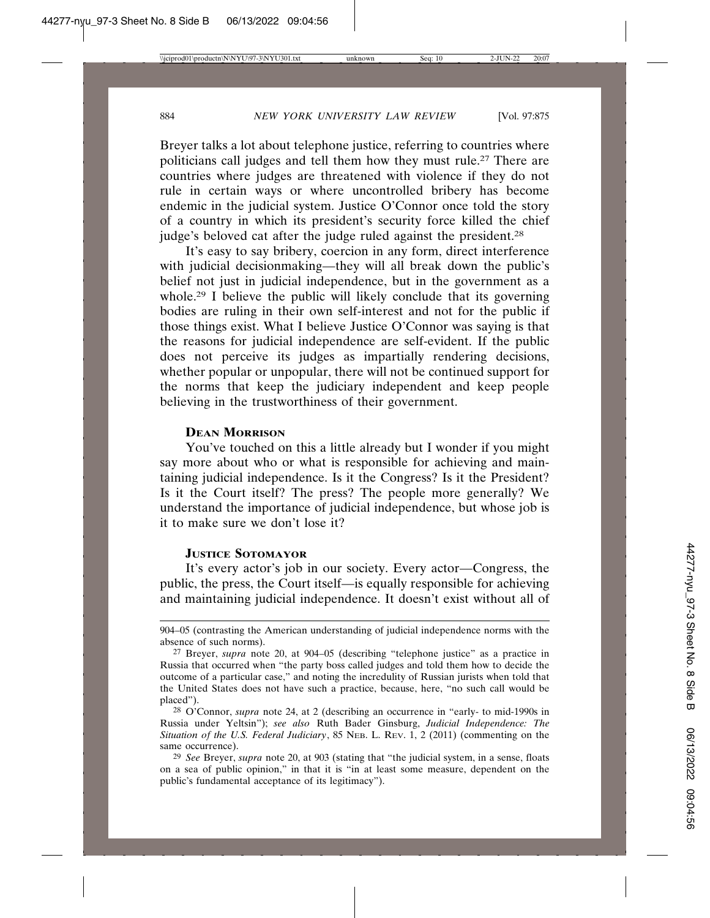Breyer talks a lot about telephone justice, referring to countries where politicians call judges and tell them how they must rule.[27] There are countries where judges are threatened with violence if they do not rule in certain ways or where uncontrolled bribery has become endemic in the judicial system. Justice O'Connor once told the story of a country in which its president's security force killed the chief judge's beloved cat after the judge ruled against the president.[28]

It's easy to say bribery, coercion in any form, direct interference with judicial decisionmaking—they will all break down the public's belief not just in judicial independence, but in the government as a whole.[29] I believe the public will likely conclude that its governing bodies are ruling in their own self-interest and not for the public if those things exist. What I believe Justice O'Connor was saying is that the reasons for judicial independence are self-evident. If the public does not perceive its judges as impartially rendering decisions, whether popular or unpopular, there will not be continued support for the norms that keep the judiciary independent and keep people believing in the trustworthiness of their government.

**Dean Morrison**

You've touched on this a little already but I wonder if you might say more about who or what is responsible for achieving and maintaining judicial independence. Is it the Congress? Is it the President? Is it the Court itself? The press? The people more generally? We understand the importance of judicial independence, but whose job is it to make sure we don't lose it?

**Justice Sotomayor**

It's every actor's job in our society. Every actor—Congress, the public, the press, the Court itself—is equally responsible for achieving and maintaining judicial independence. It doesn't exist without all of

---

904–05 (contrasting the American understanding of judicial independence norms with the absence of such norms).

[27] Breyer, *supra* note 20, at 904–05 (describing "telephone justice" as a practice in Russia that occurred when "the party boss called judges and told them how to decide the outcome of a particular case," and noting the incredulity of Russian jurists when told that the United States does not have such a practice, because, here, "no such call would be placed").

[28] O'Connor, *supra* note 24, at 2 (describing an occurrence in "early- to mid-1990s in Russia under Yeltsin"); *see also* Ruth Bader Ginsburg, *Judicial Independence: The Situation of the U.S. Federal Judiciary*, 85 Neb. L. Rev. 1, 2 (2011) (commenting on the same occurrence).

[29] *See* Breyer, *supra* note 20, at 903 (stating that "the judicial system, in a sense, floats on a sea of public opinion," in that it is "in at least some measure, dependent on the public's fundamental acceptance of its legitimacy").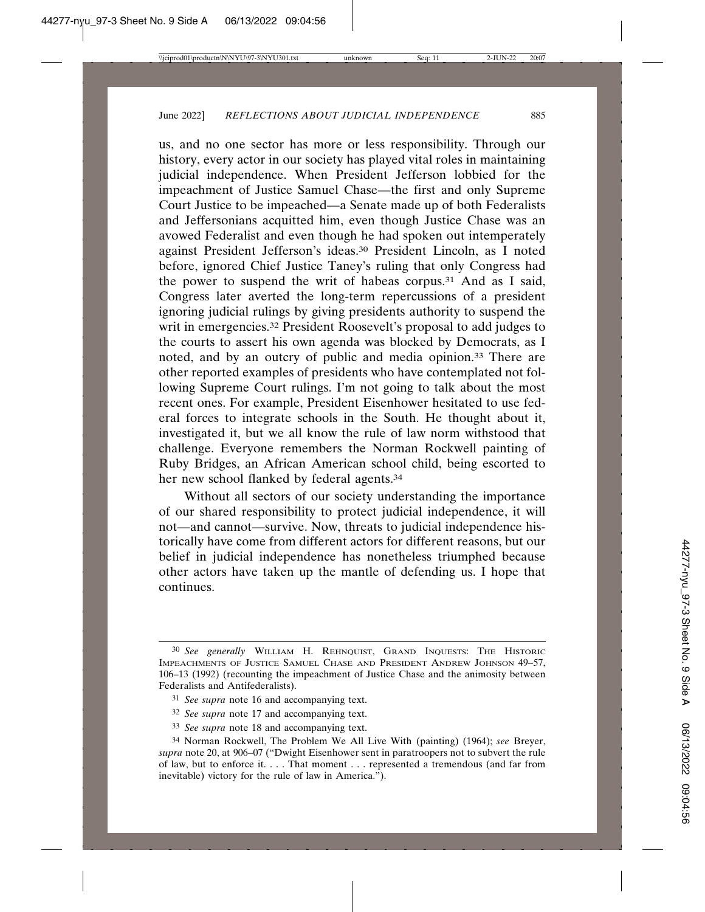us, and no one sector has more or less responsibility. Through our history, every actor in our society has played vital roles in maintaining judicial independence. When President Jefferson lobbied for the impeachment of Justice Samuel Chase—the first and only Supreme Court Justice to be impeached—a Senate made up of both Federalists and Jeffersonians acquitted him, even though Justice Chase was an avowed Federalist and even though he had spoken out intemperately against President Jefferson's ideas.[30] President Lincoln, as I noted before, ignored Chief Justice Taney's ruling that only Congress had the power to suspend the writ of habeas corpus.[31] And as I said, Congress later averted the long-term repercussions of a president ignoring judicial rulings by giving presidents authority to suspend the writ in emergencies.[32] President Roosevelt's proposal to add judges to the courts to assert his own agenda was blocked by Democrats, as I noted, and by an outcry of public and media opinion.[33] There are other reported examples of presidents who have contemplated not following Supreme Court rulings. I'm not going to talk about the most recent ones. For example, President Eisenhower hesitated to use federal forces to integrate schools in the South. He thought about it, investigated it, but we all know the rule of law norm withstood that challenge. Everyone remembers the Norman Rockwell painting of Ruby Bridges, an African American school child, being escorted to her new school flanked by federal agents.[34]

Without all sectors of our society understanding the importance of our shared responsibility to protect judicial independence, it will not—and cannot—survive. Now, threats to judicial independence historically have come from different actors for different reasons, but our belief in judicial independence has nonetheless triumphed because other actors have taken up the mantle of defending us. I hope that continues.

---

[30] *See generally* William H. Rehnquist, Grand Inquests: The Historic Impeachments of Justice Samuel Chase and President Andrew Johnson 49–57, 106–13 (1992) (recounting the impeachment of Justice Chase and the animosity between Federalists and Antifederalists).

[31] *See supra* note 16 and accompanying text.

[32] *See supra* note 17 and accompanying text.

[33] *See supra* note 18 and accompanying text.

[34] Norman Rockwell, The Problem We All Live With (painting) (1964); *see* Breyer, *supra* note 20, at 906–07 ("Dwight Eisenhower sent in paratroopers not to subvert the rule of law, but to enforce it. . . . That moment . . . represented a tremendous (and far from inevitable) victory for the rule of law in America.").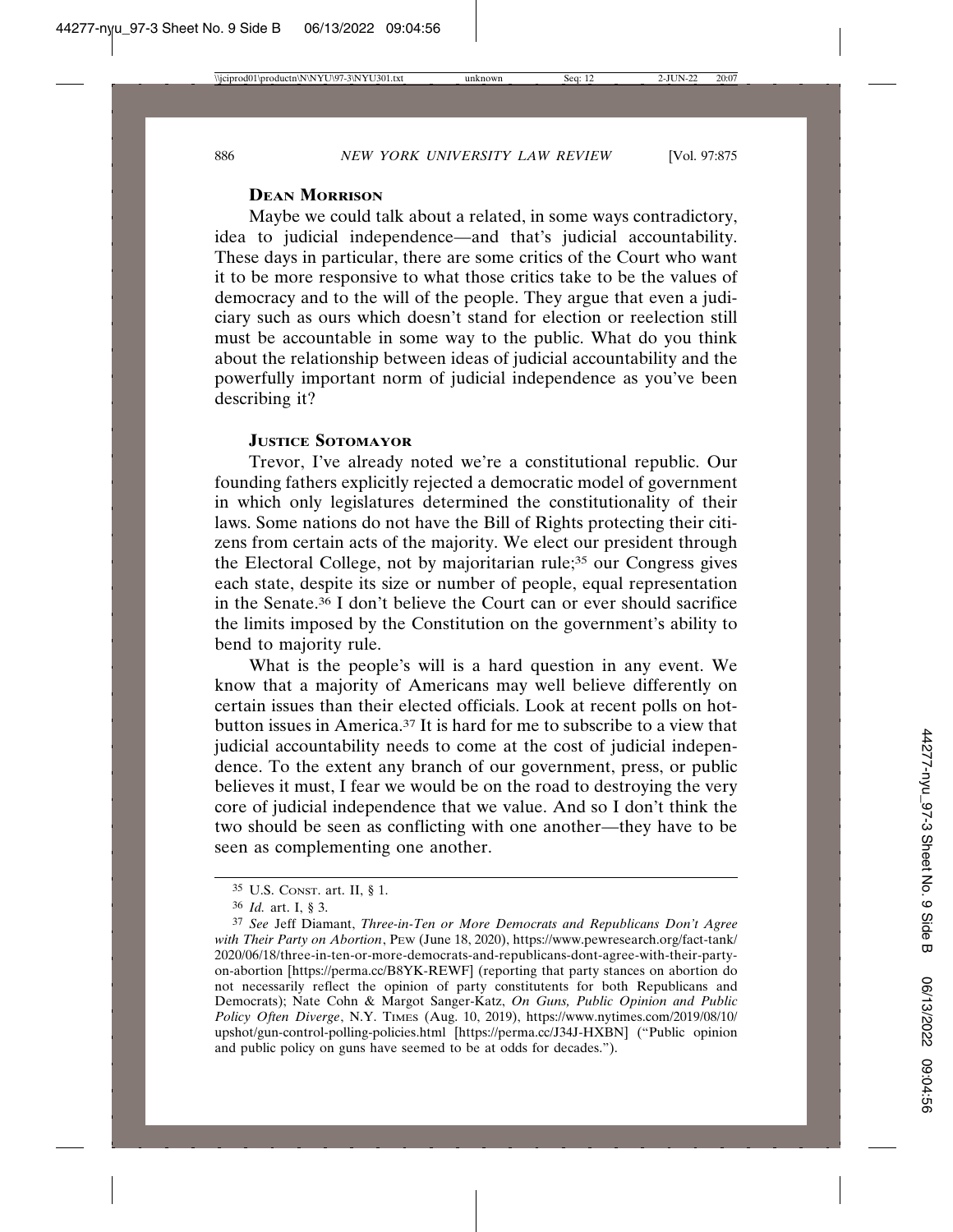**DEAN MORRISON**

Maybe we could talk about a related, in some ways contradictory, idea to judicial independence—and that's judicial accountability. These days in particular, there are some critics of the Court who want it to be more responsive to what those critics take to be the values of democracy and to the will of the people. They argue that even a judiciary such as ours which doesn't stand for election or reelection still must be accountable in some way to the public. What do you think about the relationship between ideas of judicial accountability and the powerfully important norm of judicial independence as you've been describing it?

**JUSTICE SOTOMAYOR**

Trevor, I've already noted we're a constitutional republic. Our founding fathers explicitly rejected a democratic model of government in which only legislatures determined the constitutionality of their laws. Some nations do not have the Bill of Rights protecting their citizens from certain acts of the majority. We elect our president through the Electoral College, not by majoritarian rule;[35] our Congress gives each state, despite its size or number of people, equal representation in the Senate.[36] I don't believe the Court can or ever should sacrifice the limits imposed by the Constitution on the government's ability to bend to majority rule.

What is the people's will is a hard question in any event. We know that a majority of Americans may well believe differently on certain issues than their elected officials. Look at recent polls on hot-button issues in America.[37] It is hard for me to subscribe to a view that judicial accountability needs to come at the cost of judicial independence. To the extent any branch of our government, press, or public believes it must, I fear we would be on the road to destroying the very core of judicial independence that we value. And so I don't think the two should be seen as conflicting with one another—they have to be seen as complementing one another.

---

[35] U.S. CONST. art. II, § 1.

[36] *Id.* art. I, § 3.

[37] *See* Jeff Diamant, *Three-in-Ten or More Democrats and Republicans Don't Agree with Their Party on Abortion*, PEW (June 18, 2020), https://www.pewresearch.org/fact-tank/2020/06/18/three-in-ten-or-more-democrats-and-republicans-dont-agree-with-their-party-on-abortion [https://perma.cc/B8YK-REWF] (reporting that party stances on abortion do not necessarily reflect the opinion of party constituents for both Republicans and Democrats); Nate Cohn & Margot Sanger-Katz, *On Guns, Public Opinion and Public Policy Often Diverge*, N.Y. TIMES (Aug. 10, 2019), https://www.nytimes.com/2019/08/10/upshot/gun-control-polling-policies.html [https://perma.cc/J34J-HXBN] ("Public opinion and public policy on guns have seemed to be at odds for decades.").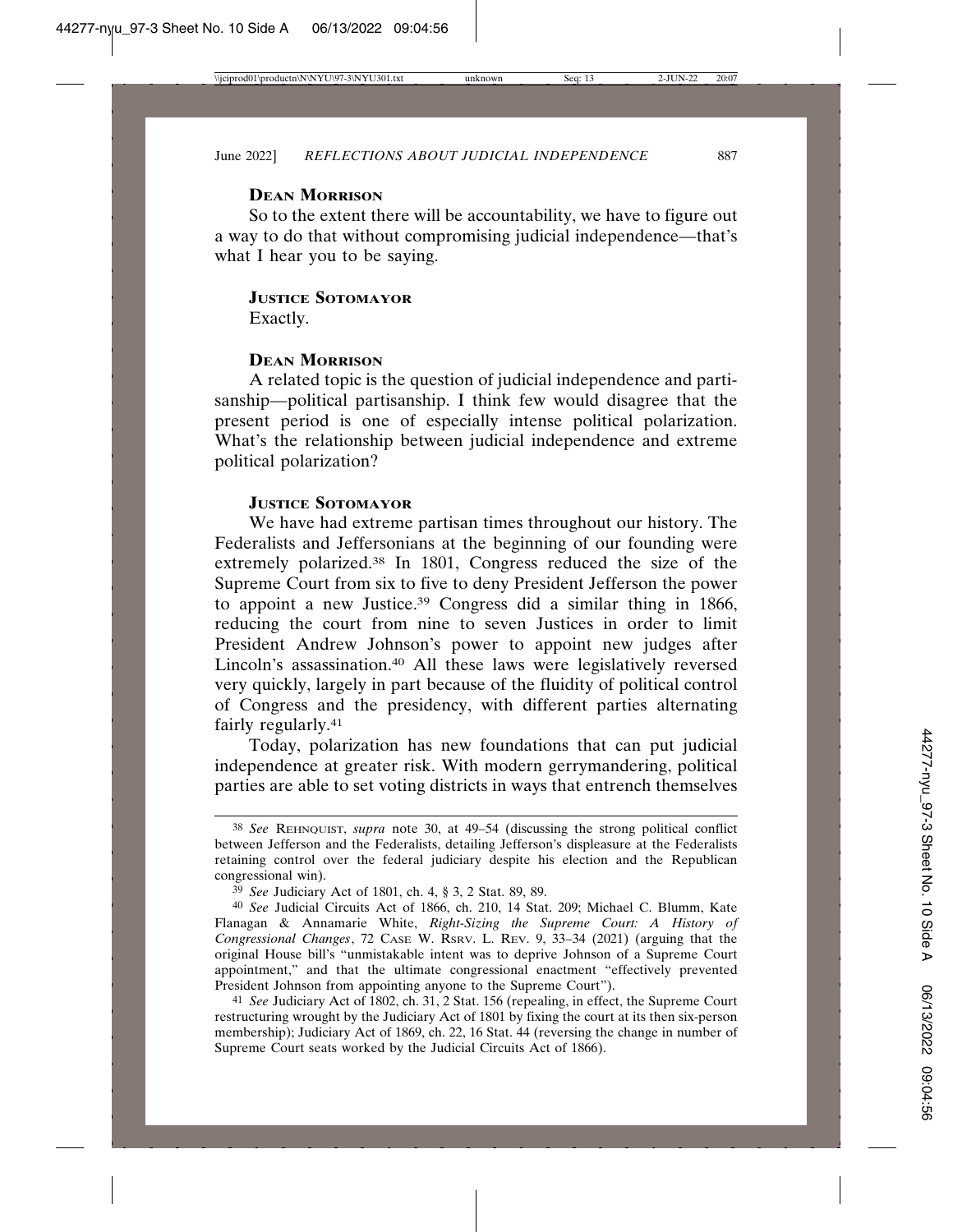**Dean Morrison**

So to the extent there will be accountability, we have to figure out a way to do that without compromising judicial independence—that's what I hear you to be saying.

**Justice Sotomayor**

Exactly.

**Dean Morrison**

A related topic is the question of judicial independence and partisanship—political partisanship. I think few would disagree that the present period is one of especially intense political polarization. What's the relationship between judicial independence and extreme political polarization?

**Justice Sotomayor**

We have had extreme partisan times throughout our history. The Federalists and Jeffersonians at the beginning of our founding were extremely polarized.[38] In 1801, Congress reduced the size of the Supreme Court from six to five to deny President Jefferson the power to appoint a new Justice.[39] Congress did a similar thing in 1866, reducing the court from nine to seven Justices in order to limit President Andrew Johnson's power to appoint new judges after Lincoln's assassination.[40] All these laws were legislatively reversed very quickly, largely in part because of the fluidity of political control of Congress and the presidency, with different parties alternating fairly regularly.[41]

Today, polarization has new foundations that can put judicial independence at greater risk. With modern gerrymandering, political parties are able to set voting districts in ways that entrench themselves

---

[38] *See* Rehnquist, *supra* note 30, at 49–54 (discussing the strong political conflict between Jefferson and the Federalists, detailing Jefferson's displeasure at the Federalists retaining control over the federal judiciary despite his election and the Republican congressional win).

[39] *See* Judiciary Act of 1801, ch. 4, § 3, 2 Stat. 89, 89.

[40] *See* Judicial Circuits Act of 1866, ch. 210, 14 Stat. 209; Michael C. Blumm, Kate Flanagan & Annamarie White, *Right-Sizing the Supreme Court: A History of Congressional Changes*, 72 Case W. Rsrv. L. Rev. 9, 33–34 (2021) (arguing that the original House bill's "unmistakable intent was to deprive Johnson of a Supreme Court appointment," and that the ultimate congressional enactment "effectively prevented President Johnson from appointing anyone to the Supreme Court").

[41] *See* Judiciary Act of 1802, ch. 31, 2 Stat. 156 (repealing, in effect, the Supreme Court restructuring wrought by the Judiciary Act of 1801 by fixing the court at its then six-person membership); Judiciary Act of 1869, ch. 22, 16 Stat. 44 (reversing the change in number of Supreme Court seats worked by the Judicial Circuits Act of 1866).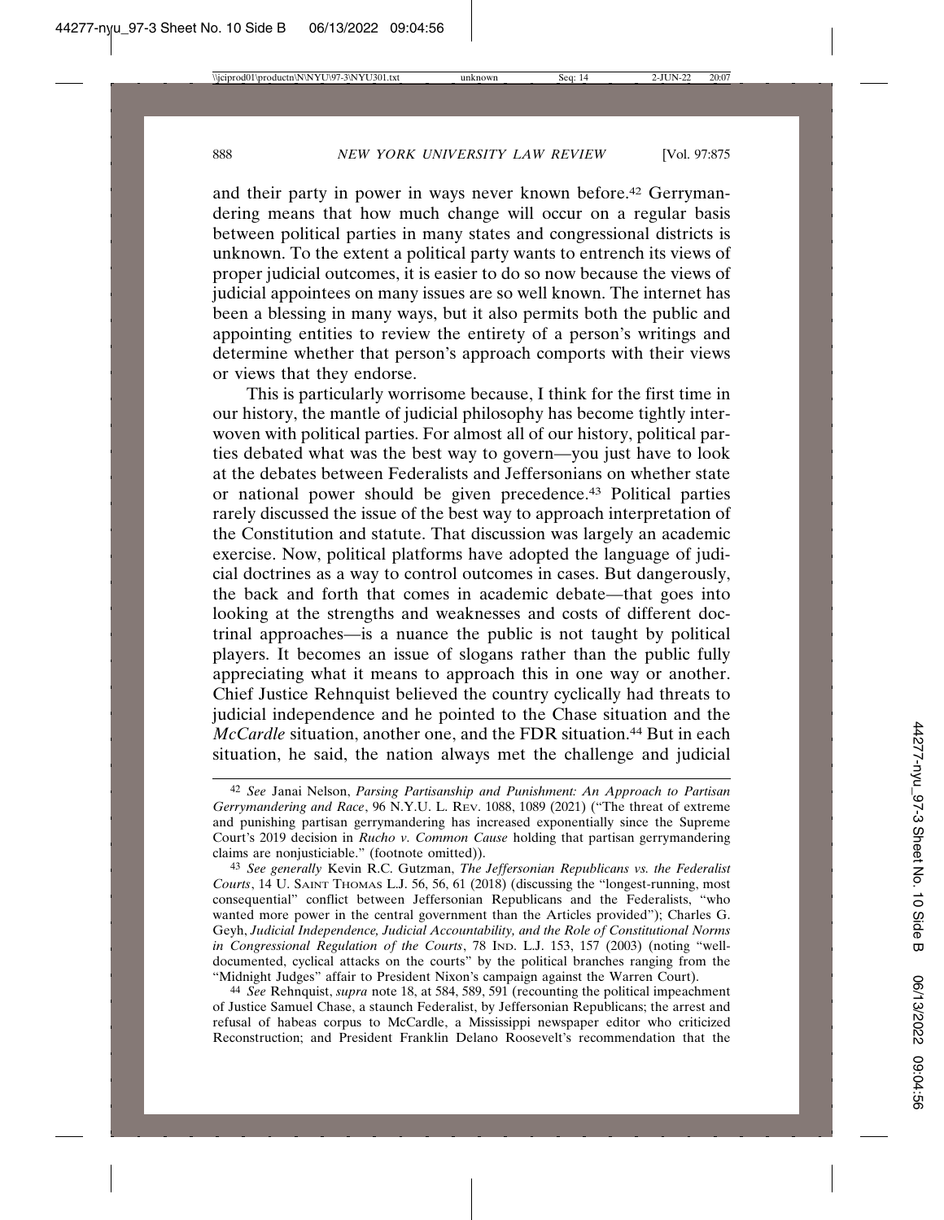and their party in power in ways never known before.[42] Gerrymandering means that how much change will occur on a regular basis between political parties in many states and congressional districts is unknown. To the extent a political party wants to entrench its views of proper judicial outcomes, it is easier to do so now because the views of judicial appointees on many issues are so well known. The internet has been a blessing in many ways, but it also permits both the public and appointing entities to review the entirety of a person's writings and determine whether that person's approach comports with their views or views that they endorse.

This is particularly worrisome because, I think for the first time in our history, the mantle of judicial philosophy has become tightly interwoven with political parties. For almost all of our history, political parties debated what was the best way to govern—you just have to look at the debates between Federalists and Jeffersonians on whether state or national power should be given precedence.[43] Political parties rarely discussed the issue of the best way to approach interpretation of the Constitution and statute. That discussion was largely an academic exercise. Now, political platforms have adopted the language of judicial doctrines as a way to control outcomes in cases. But dangerously, the back and forth that comes in academic debate—that goes into looking at the strengths and weaknesses and costs of different doctrinal approaches—is a nuance the public is not taught by political players. It becomes an issue of slogans rather than the public fully appreciating what it means to approach this in one way or another. Chief Justice Rehnquist believed the country cyclically had threats to judicial independence and he pointed to the Chase situation and the *McCardle* situation, another one, and the FDR situation.[44] But in each situation, he said, the nation always met the challenge and judicial

---

[42] *See* Janai Nelson, *Parsing Partisanship and Punishment: An Approach to Partisan Gerrymandering and Race*, 96 N.Y.U. L. Rev. 1088, 1089 (2021) ("The threat of extreme and punishing partisan gerrymandering has increased exponentially since the Supreme Court's 2019 decision in *Rucho v. Common Cause* holding that partisan gerrymandering claims are nonjusticiable." (footnote omitted)).

[43] *See generally* Kevin R.C. Gutzman, *The Jeffersonian Republicans vs. the Federalist Courts*, 14 U. Saint Thomas L.J. 56, 56, 61 (2018) (discussing the "longest-running, most consequential" conflict between Jeffersonian Republicans and the Federalists, "who wanted more power in the central government than the Articles provided"); Charles G. Geyh, *Judicial Independence, Judicial Accountability, and the Role of Constitutional Norms in Congressional Regulation of the Courts*, 78 Ind. L.J. 153, 157 (2003) (noting "well-documented, cyclical attacks on the courts" by the political branches ranging from the "Midnight Judges" affair to President Nixon's campaign against the Warren Court).

[44] *See* Rehnquist, *supra* note 18, at 584, 589, 591 (recounting the political impeachment of Justice Samuel Chase, a staunch Federalist, by Jeffersonian Republicans; the arrest and refusal of habeas corpus to McCardle, a Mississippi newspaper editor who criticized Reconstruction; and President Franklin Delano Roosevelt's recommendation that the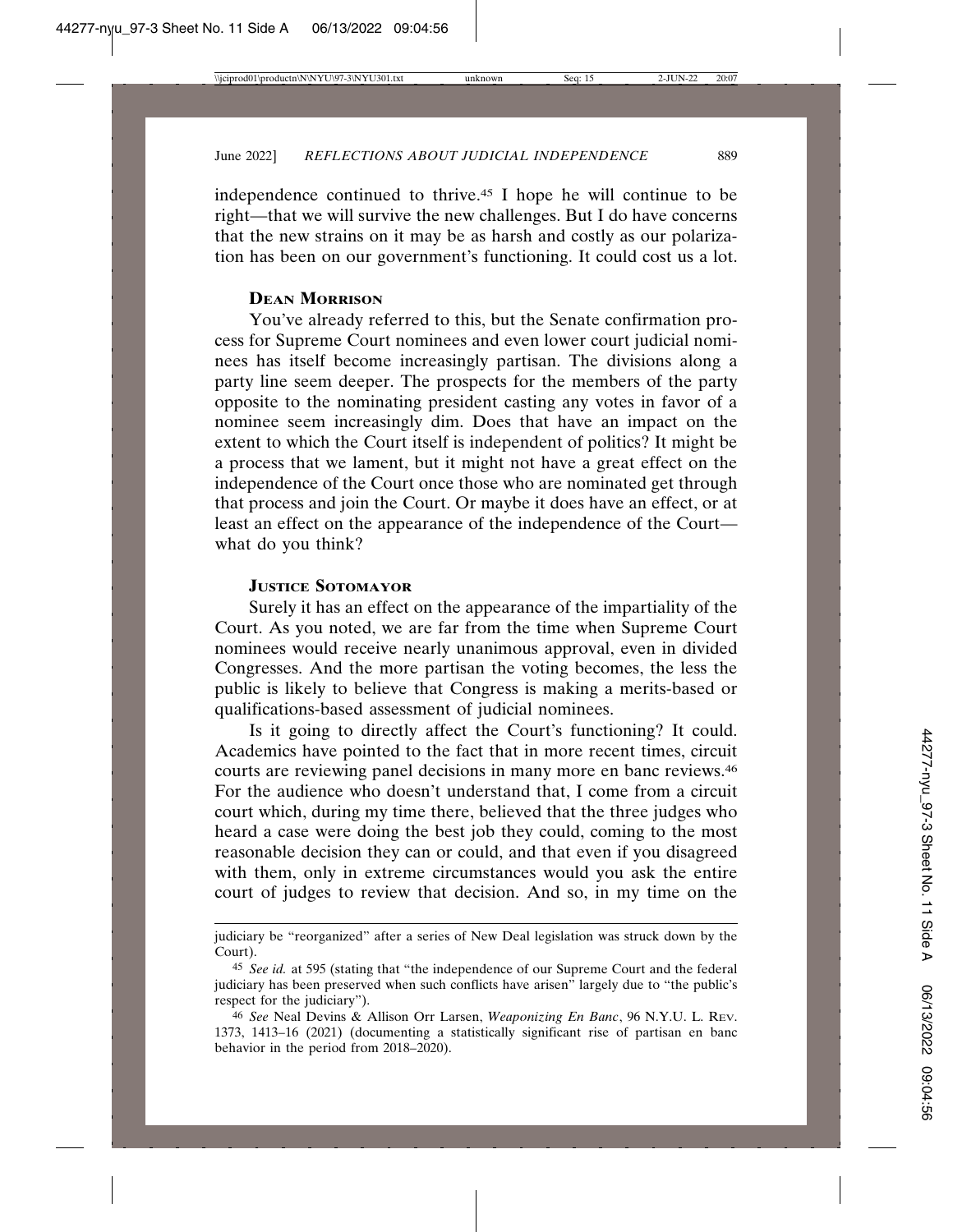independence continued to thrive.[45] I hope he will continue to be right—that we will survive the new challenges. But I do have concerns that the new strains on it may be as harsh and costly as our polarization has been on our government's functioning. It could cost us a lot.

**Dean Morrison**

You've already referred to this, but the Senate confirmation process for Supreme Court nominees and even lower court judicial nominees has itself become increasingly partisan. The divisions along a party line seem deeper. The prospects for the members of the party opposite to the nominating president casting any votes in favor of a nominee seem increasingly dim. Does that have an impact on the extent to which the Court itself is independent of politics? It might be a process that we lament, but it might not have a great effect on the independence of the Court once those who are nominated get through that process and join the Court. Or maybe it does have an effect, or at least an effect on the appearance of the independence of the Court—what do you think?

**Justice Sotomayor**

Surely it has an effect on the appearance of the impartiality of the Court. As you noted, we are far from the time when Supreme Court nominees would receive nearly unanimous approval, even in divided Congresses. And the more partisan the voting becomes, the less the public is likely to believe that Congress is making a merits-based or qualifications-based assessment of judicial nominees.

Is it going to directly affect the Court's functioning? It could. Academics have pointed to the fact that in more recent times, circuit courts are reviewing panel decisions in many more en banc reviews.[46] For the audience who doesn't understand that, I come from a circuit court which, during my time there, believed that the three judges who heard a case were doing the best job they could, coming to the most reasonable decision they can or could, and that even if you disagreed with them, only in extreme circumstances would you ask the entire court of judges to review that decision. And so, in my time on the

---

judiciary be "reorganized" after a series of New Deal legislation was struck down by the Court).

[45] *See id.* at 595 (stating that "the independence of our Supreme Court and the federal judiciary has been preserved when such conflicts have arisen" largely due to "the public's respect for the judiciary").

[46] *See* Neal Devins & Allison Orr Larsen, *Weaponizing En Banc*, 96 N.Y.U. L. Rev. 1373, 1413–16 (2021) (documenting a statistically significant rise of partisan en banc behavior in the period from 2018–2020).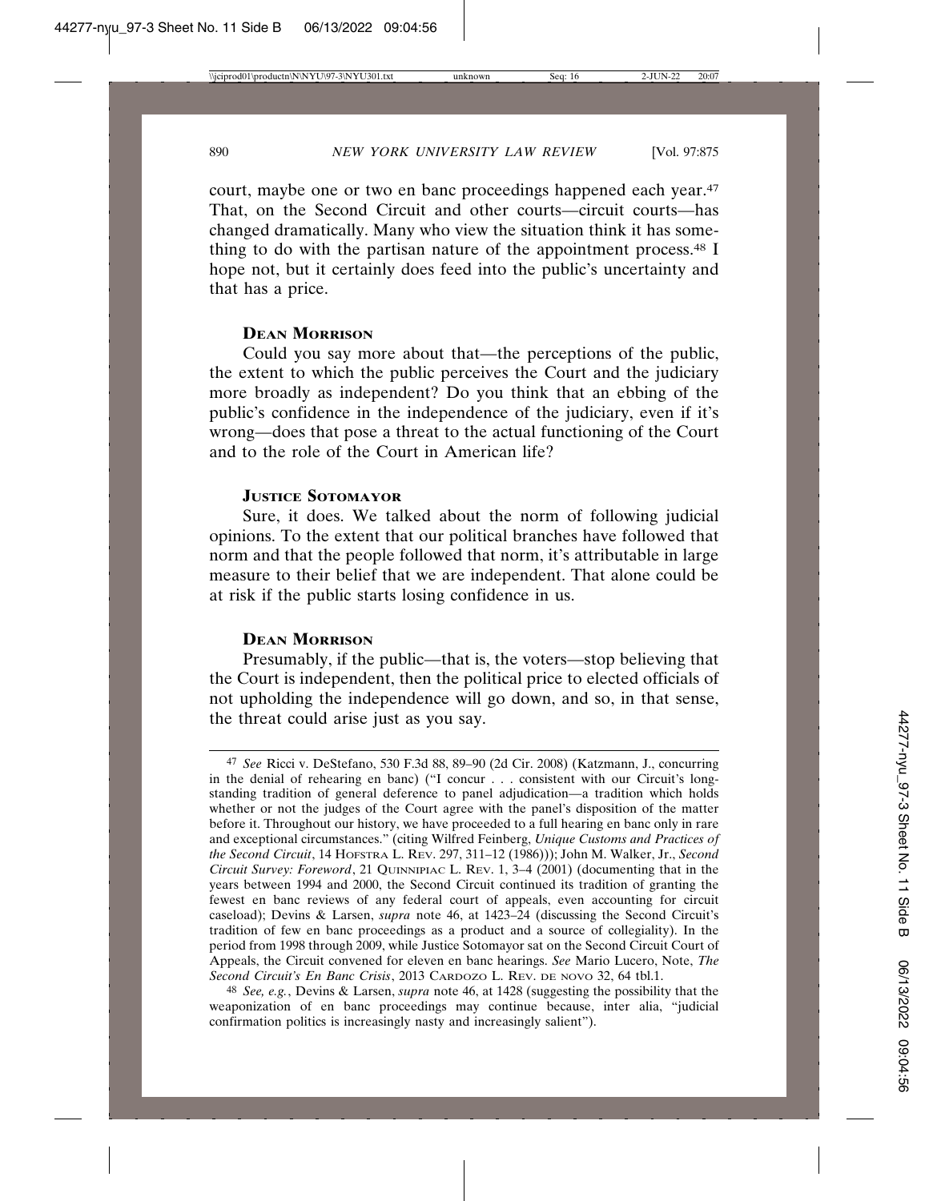court, maybe one or two en banc proceedings happened each year.[47] That, on the Second Circuit and other courts—circuit courts—has changed dramatically. Many who view the situation think it has something to do with the partisan nature of the appointment process.[48] I hope not, but it certainly does feed into the public's uncertainty and that has a price.

**DEAN MORRISON**

Could you say more about that—the perceptions of the public, the extent to which the public perceives the Court and the judiciary more broadly as independent? Do you think that an ebbing of the public's confidence in the independence of the judiciary, even if it's wrong—does that pose a threat to the actual functioning of the Court and to the role of the Court in American life?

**JUSTICE SOTOMAYOR**

Sure, it does. We talked about the norm of following judicial opinions. To the extent that our political branches have followed that norm and that the people followed that norm, it's attributable in large measure to their belief that we are independent. That alone could be at risk if the public starts losing confidence in us.

**DEAN MORRISON**

Presumably, if the public—that is, the voters—stop believing that the Court is independent, then the political price to elected officials of not upholding the independence will go down, and so, in that sense, the threat could arise just as you say.

---

47 *See* Ricci v. DeStefano, 530 F.3d 88, 89–90 (2d Cir. 2008) (Katzmann, J., concurring in the denial of rehearing en banc) ("I concur . . . consistent with our Circuit's long-standing tradition of general deference to panel adjudication—a tradition which holds whether or not the judges of the Court agree with the panel's disposition of the matter before it. Throughout our history, we have proceeded to a full hearing en banc only in rare and exceptional circumstances." (citing Wilfred Feinberg, *Unique Customs and Practices of the Second Circuit*, 14 HOFSTRA L. REV. 297, 311–12 (1986))); John M. Walker, Jr., *Second Circuit Survey: Foreword*, 21 QUINNIPIAC L. REV. 1, 3–4 (2001) (documenting that in the years between 1994 and 2000, the Second Circuit continued its tradition of granting the fewest en banc reviews of any federal court of appeals, even accounting for circuit caseload); Devins & Larsen, *supra* note 46, at 1423–24 (discussing the Second Circuit's tradition of few en banc proceedings as a product and a source of collegiality). In the period from 1998 through 2009, while Justice Sotomayor sat on the Second Circuit Court of Appeals, the Circuit convened for eleven en banc hearings. *See* Mario Lucero, Note, *The Second Circuit's En Banc Crisis*, 2013 CARDOZO L. REV. DE NOVO 32, 64 tbl.1.

48 *See, e.g.*, Devins & Larsen, *supra* note 46, at 1428 (suggesting the possibility that the weaponization of en banc proceedings may continue because, inter alia, "judicial confirmation politics is increasingly nasty and increasingly salient").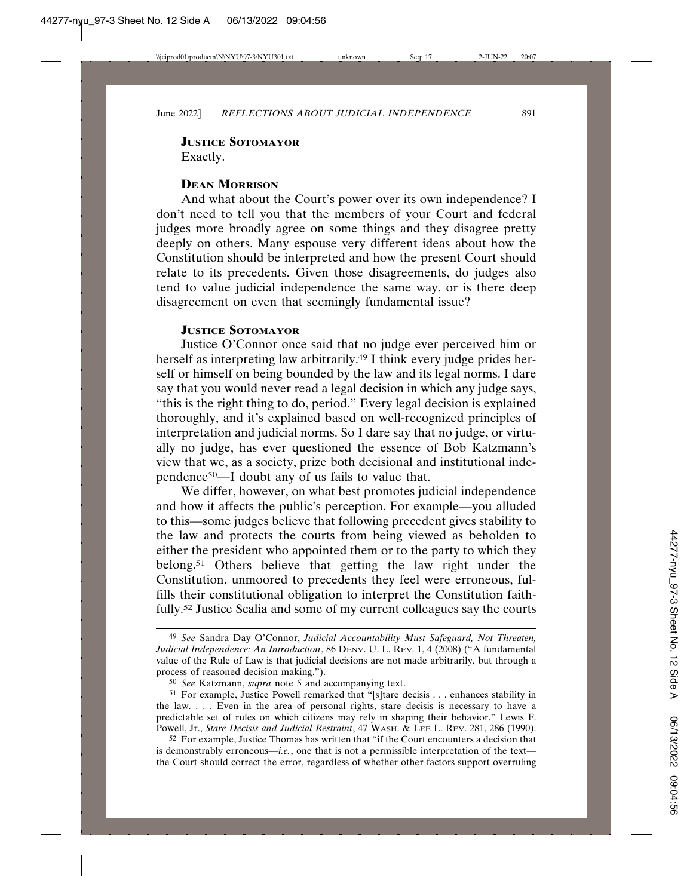**Justice Sotomayor**

Exactly.

**Dean Morrison**

And what about the Court's power over its own independence? I don't need to tell you that the members of your Court and federal judges more broadly agree on some things and they disagree pretty deeply on others. Many espouse very different ideas about how the Constitution should be interpreted and how the present Court should relate to its precedents. Given those disagreements, do judges also tend to value judicial independence the same way, or is there deep disagreement on even that seemingly fundamental issue?

**Justice Sotomayor**

Justice O'Connor once said that no judge ever perceived him or herself as interpreting law arbitrarily.[49] I think every judge prides herself or himself on being bounded by the law and its legal norms. I dare say that you would never read a legal decision in which any judge says, "this is the right thing to do, period." Every legal decision is explained thoroughly, and it's explained based on well-recognized principles of interpretation and judicial norms. So I dare say that no judge, or virtually no judge, has ever questioned the essence of Bob Katzmann's view that we, as a society, prize both decisional and institutional independence[50]—I doubt any of us fails to value that.

We differ, however, on what best promotes judicial independence and how it affects the public's perception. For example—you alluded to this—some judges believe that following precedent gives stability to the law and protects the courts from being viewed as beholden to either the president who appointed them or to the party to which they belong.[51] Others believe that getting the law right under the Constitution, unmoored to precedents they feel were erroneous, fulfills their constitutional obligation to interpret the Constitution faithfully.[52] Justice Scalia and some of my current colleagues say the courts

---

[49] *See* Sandra Day O'Connor, *Judicial Accountability Must Safeguard, Not Threaten, Judicial Independence: An Introduction*, 86 Denv. U. L. Rev. 1, 4 (2008) ("A fundamental value of the Rule of Law is that judicial decisions are not made arbitrarily, but through a process of reasoned decision making.").

[50] *See* Katzmann, *supra* note 5 and accompanying text.

[51] For example, Justice Powell remarked that "[s]tare decisis . . . enhances stability in the law. . . . Even in the area of personal rights, stare decisis is necessary to have a predictable set of rules on which citizens may rely in shaping their behavior." Lewis F. Powell, Jr., *Stare Decisis and Judicial Restraint*, 47 Wash. & Lee L. Rev. 281, 286 (1990).

[52] For example, Justice Thomas has written that "if the Court encounters a decision that is demonstrably erroneous—*i.e.*, one that is not a permissible interpretation of the text—the Court should correct the error, regardless of whether other factors support overruling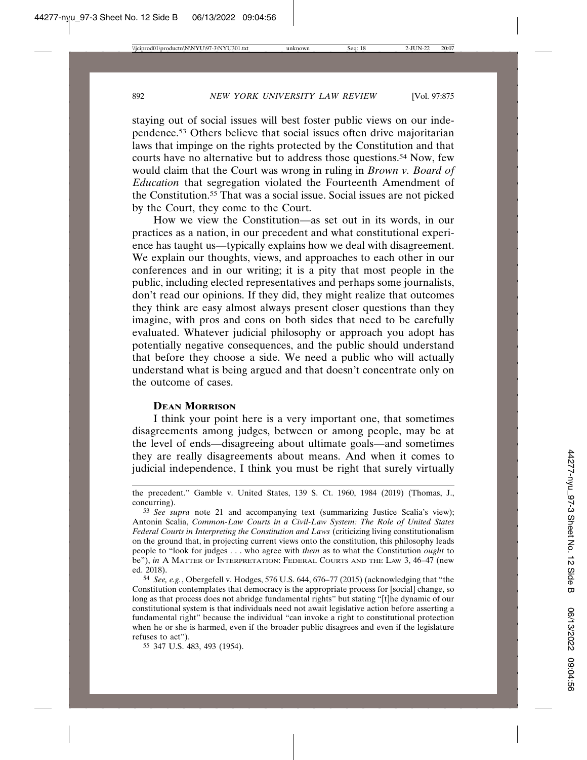staying out of social issues will best foster public views on our independence.[53] Others believe that social issues often drive majoritarian laws that impinge on the rights protected by the Constitution and that courts have no alternative but to address those questions.[54] Now, few would claim that the Court was wrong in ruling in *Brown v. Board of Education* that segregation violated the Fourteenth Amendment of the Constitution.[55] That was a social issue. Social issues are not picked by the Court, they come to the Court.

How we view the Constitution—as set out in its words, in our practices as a nation, in our precedent and what constitutional experience has taught us—typically explains how we deal with disagreement. We explain our thoughts, views, and approaches to each other in our conferences and in our writing; it is a pity that most people in the public, including elected representatives and perhaps some journalists, don't read our opinions. If they did, they might realize that outcomes they think are easy almost always present closer questions than they imagine, with pros and cons on both sides that need to be carefully evaluated. Whatever judicial philosophy or approach you adopt has potentially negative consequences, and the public should understand that before they choose a side. We need a public who will actually understand what is being argued and that doesn't concentrate only on the outcome of cases.

**Dean Morrison**

I think your point here is a very important one, that sometimes disagreements among judges, between or among people, may be at the level of ends—disagreeing about ultimate goals—and sometimes they are really disagreements about means. And when it comes to judicial independence, I think you must be right that surely virtually

---

the precedent." Gamble v. United States, 139 S. Ct. 1960, 1984 (2019) (Thomas, J., concurring).

[53] *See supra* note 21 and accompanying text (summarizing Justice Scalia's view); Antonin Scalia, *Common-Law Courts in a Civil-Law System: The Role of United States Federal Courts in Interpreting the Constitution and Laws* (criticizing living constitutionalism on the ground that, in projecting current views onto the constitution, this philosophy leads people to "look for judges . . . who agree with *them* as to what the Constitution *ought* to be"), *in* A Matter of Interpretation: Federal Courts and the Law 3, 46–47 (new ed. 2018).

[54] *See, e.g.*, Obergefell v. Hodges, 576 U.S. 644, 676–77 (2015) (acknowledging that "the Constitution contemplates that democracy is the appropriate process for [social] change, so long as that process does not abridge fundamental rights" but stating "[t]he dynamic of our constitutional system is that individuals need not await legislative action before asserting a fundamental right" because the individual "can invoke a right to constitutional protection when he or she is harmed, even if the broader public disagrees and even if the legislature refuses to act").

[55] 347 U.S. 483, 493 (1954).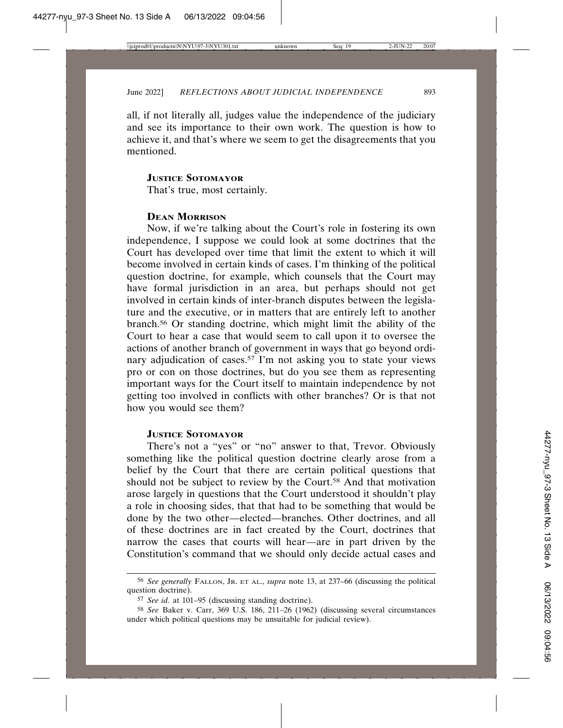all, if not literally all, judges value the independence of the judiciary and see its importance to their own work. The question is how to achieve it, and that's where we seem to get the disagreements that you mentioned.

**JUSTICE SOTOMAYOR**

That's true, most certainly.

**DEAN MORRISON**

Now, if we're talking about the Court's role in fostering its own independence, I suppose we could look at some doctrines that the Court has developed over time that limit the extent to which it will become involved in certain kinds of cases. I'm thinking of the political question doctrine, for example, which counsels that the Court may have formal jurisdiction in an area, but perhaps should not get involved in certain kinds of inter-branch disputes between the legislature and the executive, or in matters that are entirely left to another branch.[56] Or standing doctrine, which might limit the ability of the Court to hear a case that would seem to call upon it to oversee the actions of another branch of government in ways that go beyond ordinary adjudication of cases.[57] I'm not asking you to state your views pro or con on those doctrines, but do you see them as representing important ways for the Court itself to maintain independence by not getting too involved in conflicts with other branches? Or is that not how you would see them?

**JUSTICE SOTOMAYOR**

There's not a "yes" or "no" answer to that, Trevor. Obviously something like the political question doctrine clearly arose from a belief by the Court that there are certain political questions that should not be subject to review by the Court.[58] And that motivation arose largely in questions that the Court understood it shouldn't play a role in choosing sides, that that had to be something that would be done by the two other—elected—branches. Other doctrines, and all of these doctrines are in fact created by the Court, doctrines that narrow the cases that courts will hear—are in part driven by the Constitution's command that we should only decide actual cases and

---

[56] *See generally* FALLON, JR. ET AL., *supra* note 13, at 237–66 (discussing the political question doctrine).

[57] *See id.* at 101–95 (discussing standing doctrine).

[58] *See* Baker v. Carr, 369 U.S. 186, 211–26 (1962) (discussing several circumstances under which political questions may be unsuitable for judicial review).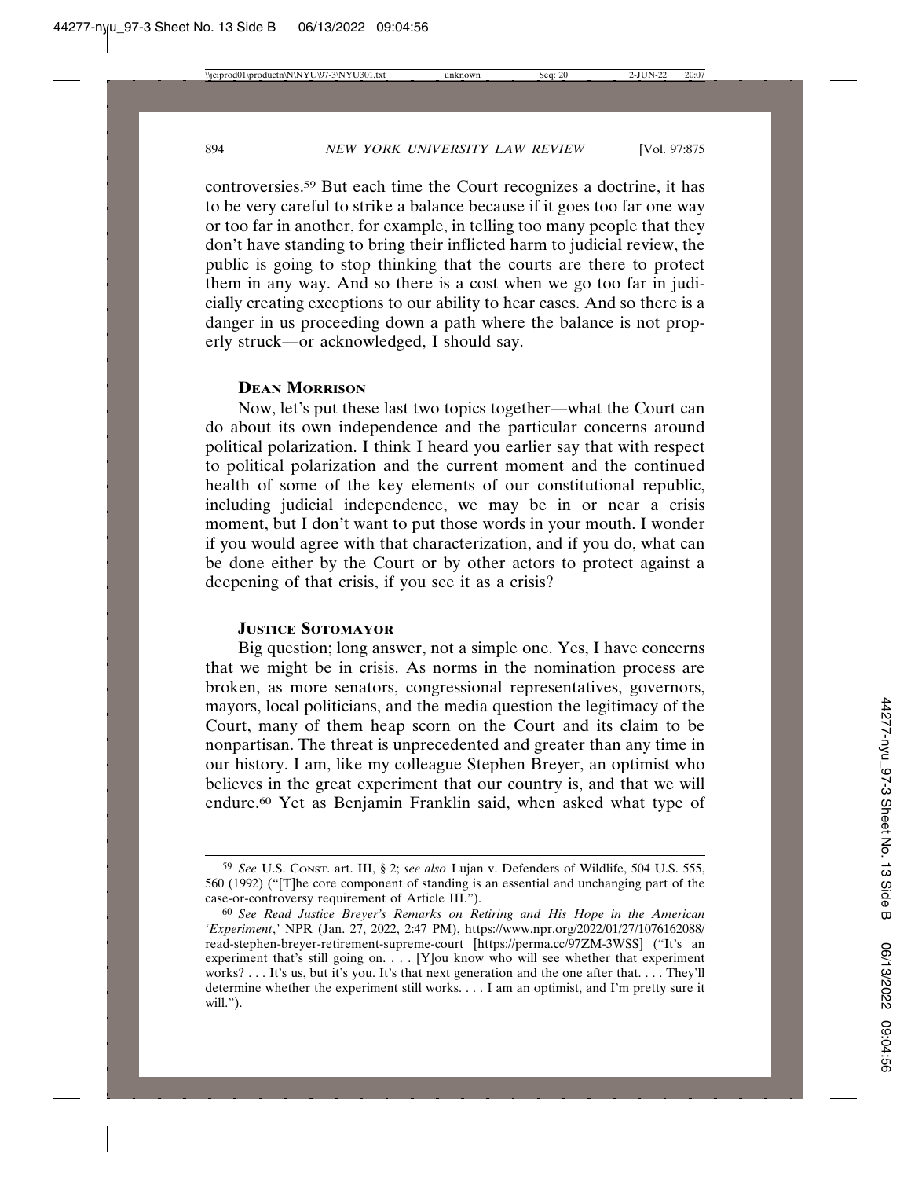controversies.[59] But each time the Court recognizes a doctrine, it has to be very careful to strike a balance because if it goes too far one way or too far in another, for example, in telling too many people that they don't have standing to bring their inflicted harm to judicial review, the public is going to stop thinking that the courts are there to protect them in any way. And so there is a cost when we go too far in judicially creating exceptions to our ability to hear cases. And so there is a danger in us proceeding down a path where the balance is not properly struck—or acknowledged, I should say.

**Dean Morrison**

Now, let's put these last two topics together—what the Court can do about its own independence and the particular concerns around political polarization. I think I heard you earlier say that with respect to political polarization and the current moment and the continued health of some of the key elements of our constitutional republic, including judicial independence, we may be in or near a crisis moment, but I don't want to put those words in your mouth. I wonder if you would agree with that characterization, and if you do, what can be done either by the Court or by other actors to protect against a deepening of that crisis, if you see it as a crisis?

**Justice Sotomayor**

Big question; long answer, not a simple one. Yes, I have concerns that we might be in crisis. As norms in the nomination process are broken, as more senators, congressional representatives, governors, mayors, local politicians, and the media question the legitimacy of the Court, many of them heap scorn on the Court and its claim to be nonpartisan. The threat is unprecedented and greater than any time in our history. I am, like my colleague Stephen Breyer, an optimist who believes in the great experiment that our country is, and that we will endure.[60] Yet as Benjamin Franklin said, when asked what type of

---

[59] *See* U.S. Const. art. III, § 2; *see also* Lujan v. Defenders of Wildlife, 504 U.S. 555, 560 (1992) ("[T]he core component of standing is an essential and unchanging part of the case-or-controversy requirement of Article III.").

[60] *See Read Justice Breyer's Remarks on Retiring and His Hope in the American 'Experiment,'* NPR (Jan. 27, 2022, 2:47 PM), https://www.npr.org/2022/01/27/1076162088/read-stephen-breyer-retirement-supreme-court [https://perma.cc/97ZM-3WSS] ("It's an experiment that's still going on. . . . [Y]ou know who will see whether that experiment works? . . . It's us, but it's you. It's that next generation and the one after that. . . . They'll determine whether the experiment still works. . . . I am an optimist, and I'm pretty sure it will.").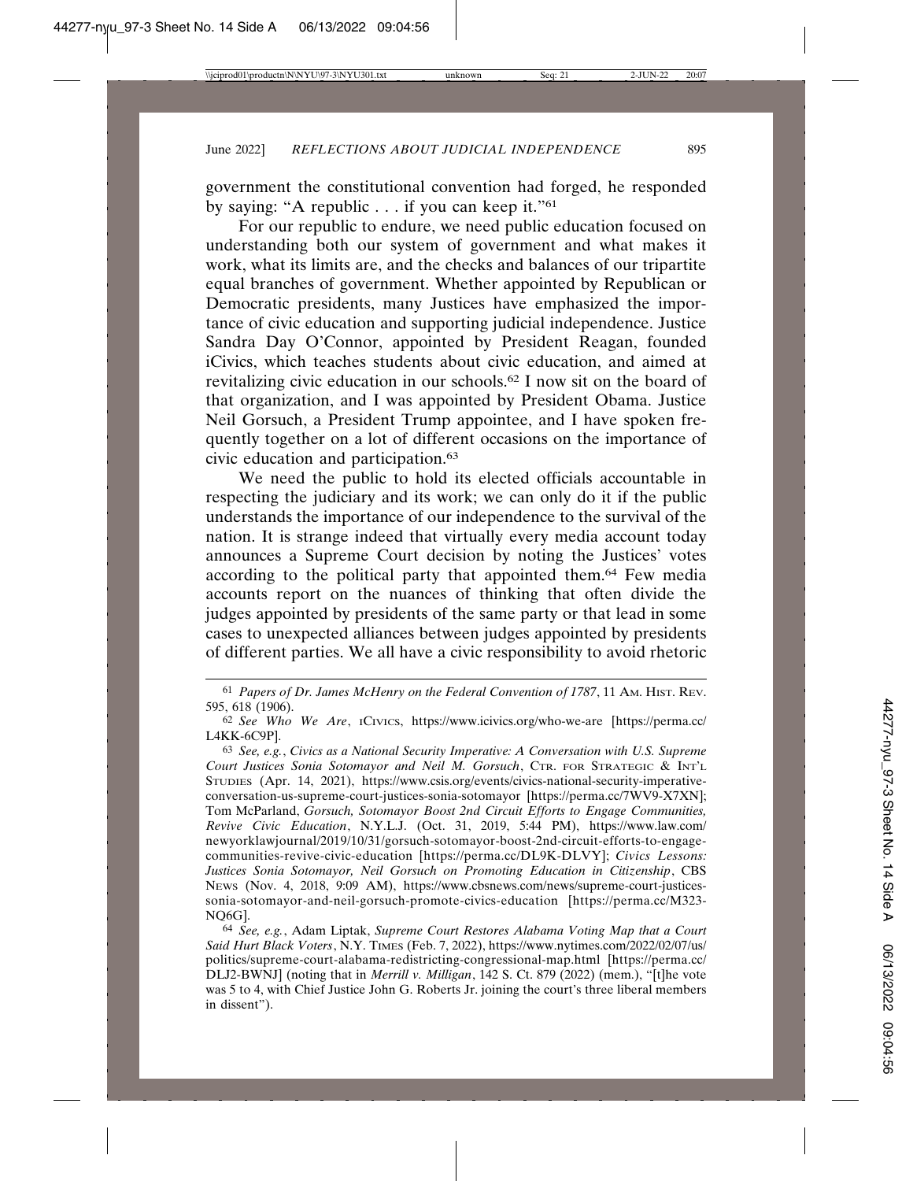government the constitutional convention had forged, he responded by saying: "A republic . . . if you can keep it."[61]

For our republic to endure, we need public education focused on understanding both our system of government and what makes it work, what its limits are, and the checks and balances of our tripartite equal branches of government. Whether appointed by Republican or Democratic presidents, many Justices have emphasized the importance of civic education and supporting judicial independence. Justice Sandra Day O'Connor, appointed by President Reagan, founded iCivics, which teaches students about civic education, and aimed at revitalizing civic education in our schools.[62] I now sit on the board of that organization, and I was appointed by President Obama. Justice Neil Gorsuch, a President Trump appointee, and I have spoken frequently together on a lot of different occasions on the importance of civic education and participation.[63]

We need the public to hold its elected officials accountable in respecting the judiciary and its work; we can only do it if the public understands the importance of our independence to the survival of the nation. It is strange indeed that virtually every media account today announces a Supreme Court decision by noting the Justices' votes according to the political party that appointed them.[64] Few media accounts report on the nuances of thinking that often divide the judges appointed by presidents of the same party or that lead in some cases to unexpected alliances between judges appointed by presidents of different parties. We all have a civic responsibility to avoid rhetoric

---

[61] *Papers of Dr. James McHenry on the Federal Convention of 1787*, 11 AM. HIST. REV. 595, 618 (1906).

[62] *See Who We Are*, ICIVICS, https://www.icivics.org/who-we-are [https://perma.cc/L4KK-6C9P].

[63] *See, e.g.*, *Civics as a National Security Imperative: A Conversation with U.S. Supreme Court Justices Sonia Sotomayor and Neil M. Gorsuch*, CTR. FOR STRATEGIC & INT'L STUDIES (Apr. 14, 2021), https://www.csis.org/events/civics-national-security-imperative-conversation-us-supreme-court-justices-sonia-sotomayor [https://perma.cc/7WV9-X7XN]; Tom McParland, *Gorsuch, Sotomayor Boost 2nd Circuit Efforts to Engage Communities, Revive Civic Education*, N.Y.L.J. (Oct. 31, 2019, 5:44 PM), https://www.law.com/newyorklawjournal/2019/10/31/gorsuch-sotomayor-boost-2nd-circuit-efforts-to-engage-communities-revive-civic-education [https://perma.cc/DL9K-DLVY]; *Civics Lessons: Justices Sonia Sotomayor, Neil Gorsuch on Promoting Education in Citizenship*, CBS NEWS (Nov. 4, 2018, 9:09 AM), https://www.cbsnews.com/news/supreme-court-justices-sonia-sotomayor-and-neil-gorsuch-promote-civics-education [https://perma.cc/M323-NQ6G].

[64] *See, e.g.*, Adam Liptak, *Supreme Court Restores Alabama Voting Map that a Court Said Hurt Black Voters*, N.Y. TIMES (Feb. 7, 2022), https://www.nytimes.com/2022/02/07/us/politics/supreme-court-alabama-redistricting-congressional-map.html [https://perma.cc/DLJ2-BWNJ] (noting that in *Merrill v. Milligan*, 142 S. Ct. 879 (2022) (mem.), "[t]he vote was 5 to 4, with Chief Justice John G. Roberts Jr. joining the court's three liberal members in dissent").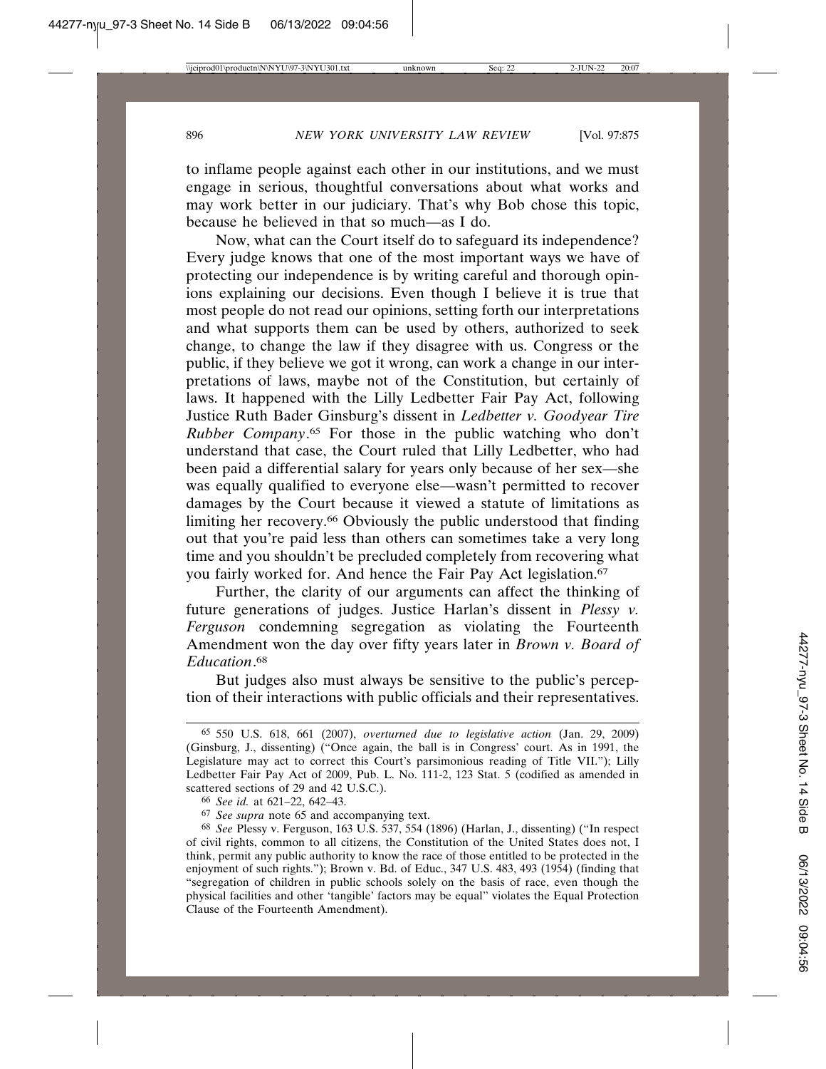to inflame people against each other in our institutions, and we must engage in serious, thoughtful conversations about what works and may work better in our judiciary. That's why Bob chose this topic, because he believed in that so much—as I do.

Now, what can the Court itself do to safeguard its independence? Every judge knows that one of the most important ways we have of protecting our independence is by writing careful and thorough opinions explaining our decisions. Even though I believe it is true that most people do not read our opinions, setting forth our interpretations and what supports them can be used by others, authorized to seek change, to change the law if they disagree with us. Congress or the public, if they believe we got it wrong, can work a change in our interpretations of laws, maybe not of the Constitution, but certainly of laws. It happened with the Lilly Ledbetter Fair Pay Act, following Justice Ruth Bader Ginsburg's dissent in *Ledbetter v. Goodyear Tire Rubber Company*.[65] For those in the public watching who don't understand that case, the Court ruled that Lilly Ledbetter, who had been paid a differential salary for years only because of her sex—she was equally qualified to everyone else—wasn't permitted to recover damages by the Court because it viewed a statute of limitations as limiting her recovery.[66] Obviously the public understood that finding out that you're paid less than others can sometimes take a very long time and you shouldn't be precluded completely from recovering what you fairly worked for. And hence the Fair Pay Act legislation.[67]

Further, the clarity of our arguments can affect the thinking of future generations of judges. Justice Harlan's dissent in *Plessy v. Ferguson* condemning segregation as violating the Fourteenth Amendment won the day over fifty years later in *Brown v. Board of Education*.[68]

But judges also must always be sensitive to the public's perception of their interactions with public officials and their representatives.

---

[65] 550 U.S. 618, 661 (2007), *overturned due to legislative action* (Jan. 29, 2009) (Ginsburg, J., dissenting) ("Once again, the ball is in Congress' court. As in 1991, the Legislature may act to correct this Court's parsimonious reading of Title VII."); Lilly Ledbetter Fair Pay Act of 2009, Pub. L. No. 111-2, 123 Stat. 5 (codified as amended in scattered sections of 29 and 42 U.S.C.).

[66] *See id.* at 621–22, 642–43.

[67] *See supra* note 65 and accompanying text.

[68] *See* Plessy v. Ferguson, 163 U.S. 537, 554 (1896) (Harlan, J., dissenting) ("In respect of civil rights, common to all citizens, the Constitution of the United States does not, I think, permit any public authority to know the race of those entitled to be protected in the enjoyment of such rights."); Brown v. Bd. of Educ., 347 U.S. 483, 493 (1954) (finding that "segregation of children in public schools solely on the basis of race, even though the physical facilities and other 'tangible' factors may be equal" violates the Equal Protection Clause of the Fourteenth Amendment).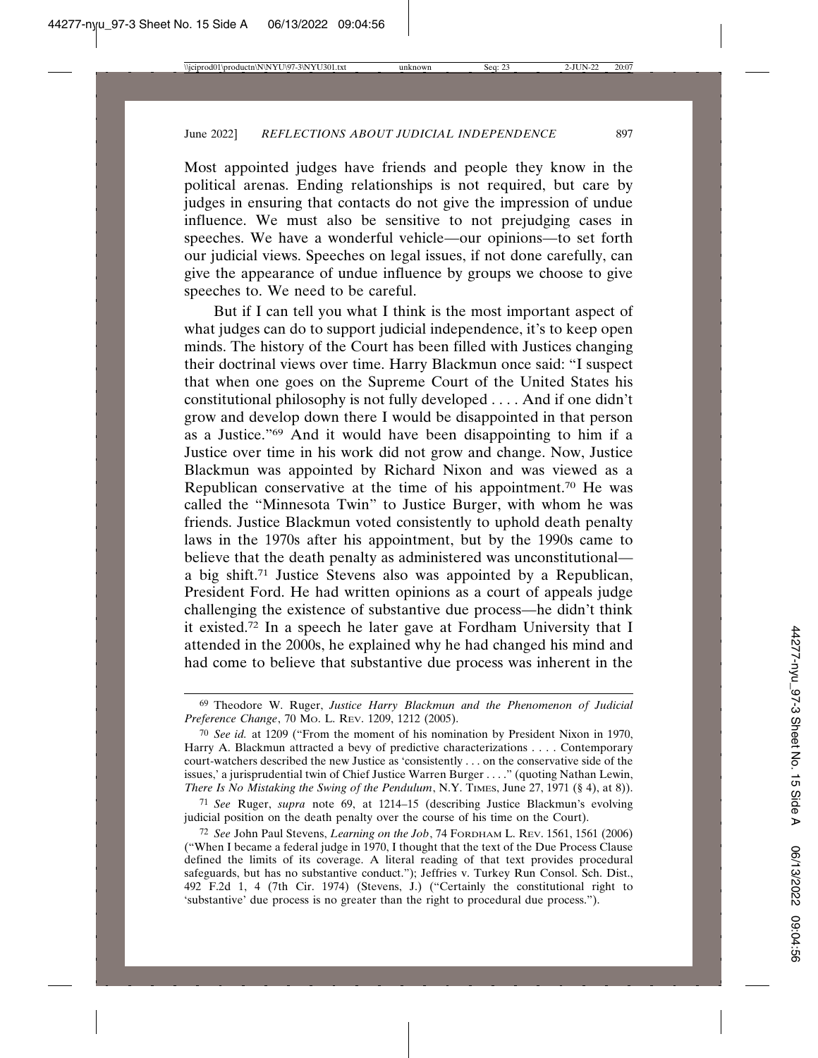Most appointed judges have friends and people they know in the political arenas. Ending relationships is not required, but care by judges in ensuring that contacts do not give the impression of undue influence. We must also be sensitive to not prejudging cases in speeches. We have a wonderful vehicle—our opinions—to set forth our judicial views. Speeches on legal issues, if not done carefully, can give the appearance of undue influence by groups we choose to give speeches to. We need to be careful.

But if I can tell you what I think is the most important aspect of what judges can do to support judicial independence, it's to keep open minds. The history of the Court has been filled with Justices changing their doctrinal views over time. Harry Blackmun once said: "I suspect that when one goes on the Supreme Court of the United States his constitutional philosophy is not fully developed . . . . And if one didn't grow and develop down there I would be disappointed in that person as a Justice."[69] And it would have been disappointing to him if a Justice over time in his work did not grow and change. Now, Justice Blackmun was appointed by Richard Nixon and was viewed as a Republican conservative at the time of his appointment.[70] He was called the "Minnesota Twin" to Justice Burger, with whom he was friends. Justice Blackmun voted consistently to uphold death penalty laws in the 1970s after his appointment, but by the 1990s came to believe that the death penalty as administered was unconstitutional—a big shift.[71] Justice Stevens also was appointed by a Republican, President Ford. He had written opinions as a court of appeals judge challenging the existence of substantive due process—he didn't think it existed.[72] In a speech he later gave at Fordham University that I attended in the 2000s, he explained why he had changed his mind and had come to believe that substantive due process was inherent in the

---

[69] Theodore W. Ruger, *Justice Harry Blackmun and the Phenomenon of Judicial Preference Change*, 70 MO. L. REV. 1209, 1212 (2005).

[70] *See id.* at 1209 ("From the moment of his nomination by President Nixon in 1970, Harry A. Blackmun attracted a bevy of predictive characterizations . . . . Contemporary court-watchers described the new Justice as 'consistently . . . on the conservative side of the issues,' a jurisprudential twin of Chief Justice Warren Burger . . . ." (quoting Nathan Lewin, *There Is No Mistaking the Swing of the Pendulum*, N.Y. TIMES, June 27, 1971 (§ 4), at 8)).

[71] *See* Ruger, *supra* note 69, at 1214–15 (describing Justice Blackmun's evolving judicial position on the death penalty over the course of his time on the Court).

[72] *See* John Paul Stevens, *Learning on the Job*, 74 FORDHAM L. REV. 1561, 1561 (2006) ("When I became a federal judge in 1970, I thought that the text of the Due Process Clause defined the limits of its coverage. A literal reading of that text provides procedural safeguards, but has no substantive conduct."); Jeffries v. Turkey Run Consol. Sch. Dist., 492 F.2d 1, 4 (7th Cir. 1974) (Stevens, J.) ("Certainly the constitutional right to 'substantive' due process is no greater than the right to procedural due process.").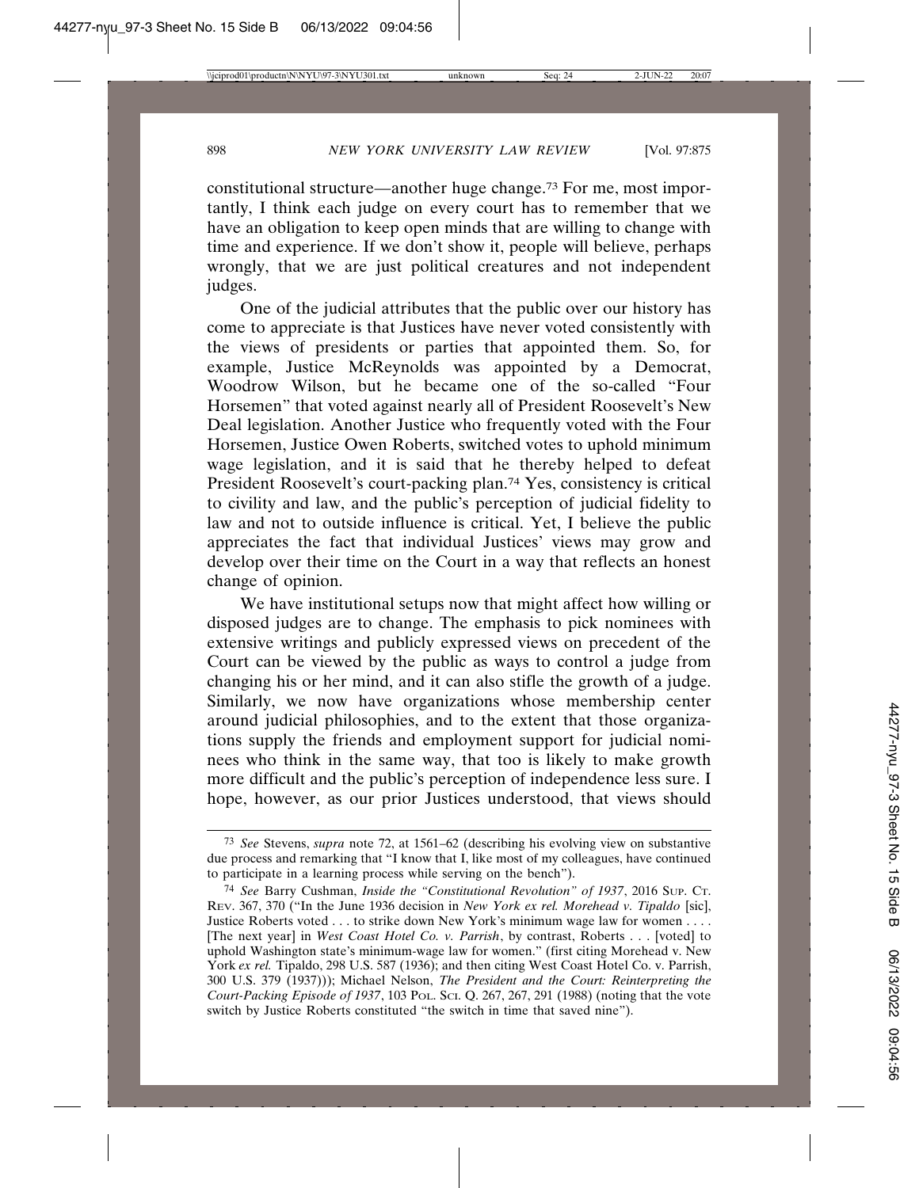constitutional structure—another huge change.[73] For me, most importantly, I think each judge on every court has to remember that we have an obligation to keep open minds that are willing to change with time and experience. If we don't show it, people will believe, perhaps wrongly, that we are just political creatures and not independent judges.

One of the judicial attributes that the public over our history has come to appreciate is that Justices have never voted consistently with the views of presidents or parties that appointed them. So, for example, Justice McReynolds was appointed by a Democrat, Woodrow Wilson, but he became one of the so-called "Four Horsemen" that voted against nearly all of President Roosevelt's New Deal legislation. Another Justice who frequently voted with the Four Horsemen, Justice Owen Roberts, switched votes to uphold minimum wage legislation, and it is said that he thereby helped to defeat President Roosevelt's court-packing plan.[74] Yes, consistency is critical to civility and law, and the public's perception of judicial fidelity to law and not to outside influence is critical. Yet, I believe the public appreciates the fact that individual Justices' views may grow and develop over their time on the Court in a way that reflects an honest change of opinion.

We have institutional setups now that might affect how willing or disposed judges are to change. The emphasis to pick nominees with extensive writings and publicly expressed views on precedent of the Court can be viewed by the public as ways to control a judge from changing his or her mind, and it can also stifle the growth of a judge. Similarly, we now have organizations whose membership center around judicial philosophies, and to the extent that those organizations supply the friends and employment support for judicial nominees who think in the same way, that too is likely to make growth more difficult and the public's perception of independence less sure. I hope, however, as our prior Justices understood, that views should

---

[73] *See* Stevens, *supra* note 72, at 1561–62 (describing his evolving view on substantive due process and remarking that "I know that I, like most of my colleagues, have continued to participate in a learning process while serving on the bench").

[74] *See* Barry Cushman, *Inside the "Constitutional Revolution" of 1937*, 2016 SUP. CT. REV. 367, 370 ("In the June 1936 decision in *New York ex rel. Morehead v. Tipaldo* [sic], Justice Roberts voted . . . to strike down New York's minimum wage law for women . . . . [The next year] in *West Coast Hotel Co. v. Parrish*, by contrast, Roberts . . . [voted] to uphold Washington state's minimum-wage law for women." (first citing Morehead v. New York *ex rel.* Tipaldo, 298 U.S. 587 (1936); and then citing West Coast Hotel Co. v. Parrish, 300 U.S. 379 (1937))); Michael Nelson, *The President and the Court: Reinterpreting the Court-Packing Episode of 1937*, 103 POL. SCI. Q. 267, 267, 291 (1988) (noting that the vote switch by Justice Roberts constituted "the switch in time that saved nine").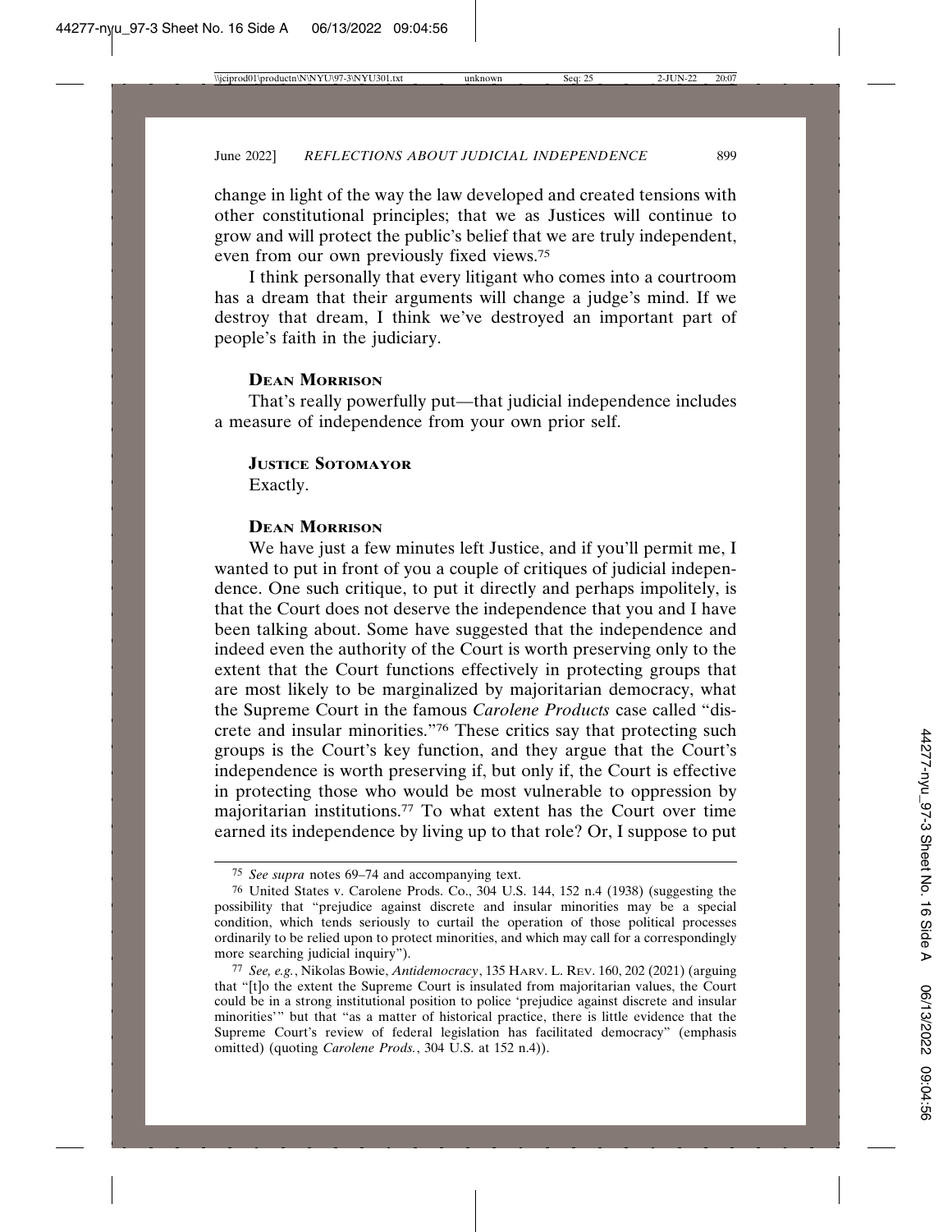change in light of the way the law developed and created tensions with other constitutional principles; that we as Justices will continue to grow and will protect the public's belief that we are truly independent, even from our own previously fixed views.[75]

I think personally that every litigant who comes into a courtroom has a dream that their arguments will change a judge's mind. If we destroy that dream, I think we've destroyed an important part of people's faith in the judiciary.

**DEAN MORRISON**

That's really powerfully put—that judicial independence includes a measure of independence from your own prior self.

**JUSTICE SOTOMAYOR**

Exactly.

**DEAN MORRISON**

We have just a few minutes left Justice, and if you'll permit me, I wanted to put in front of you a couple of critiques of judicial independence. One such critique, to put it directly and perhaps impolitely, is that the Court does not deserve the independence that you and I have been talking about. Some have suggested that the independence and indeed even the authority of the Court is worth preserving only to the extent that the Court functions effectively in protecting groups that are most likely to be marginalized by majoritarian democracy, what the Supreme Court in the famous *Carolene Products* case called "discrete and insular minorities."[76] These critics say that protecting such groups is the Court's key function, and they argue that the Court's independence is worth preserving if, but only if, the Court is effective in protecting those who would be most vulnerable to oppression by majoritarian institutions.[77] To what extent has the Court over time earned its independence by living up to that role? Or, I suppose to put

---

[75] *See supra* notes 69–74 and accompanying text.

[76] United States v. Carolene Prods. Co., 304 U.S. 144, 152 n.4 (1938) (suggesting the possibility that "prejudice against discrete and insular minorities may be a special condition, which tends seriously to curtail the operation of those political processes ordinarily to be relied upon to protect minorities, and which may call for a correspondingly more searching judicial inquiry").

[77] *See, e.g.*, Nikolas Bowie, *Antidemocracy*, 135 HARV. L. REV. 160, 202 (2021) (arguing that "[t]o the extent the Supreme Court is insulated from majoritarian values, the Court could be in a strong institutional position to police 'prejudice against discrete and insular minorities'" but that "as a matter of historical practice, there is little evidence that the Supreme Court's review of federal legislation has facilitated democracy" (emphasis omitted) (quoting *Carolene Prods.*, 304 U.S. at 152 n.4)).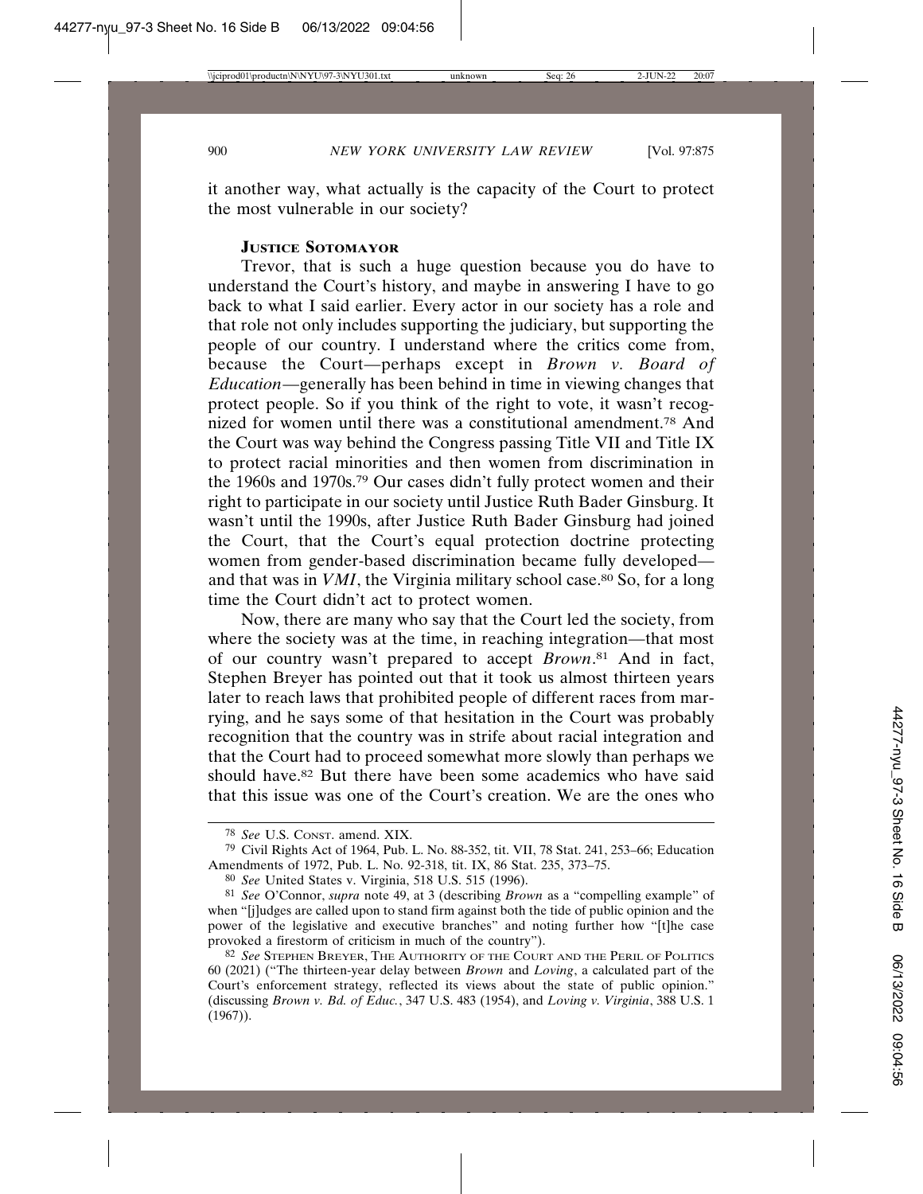it another way, what actually is the capacity of the Court to protect the most vulnerable in our society?

**Justice Sotomayor**

Trevor, that is such a huge question because you do have to understand the Court's history, and maybe in answering I have to go back to what I said earlier. Every actor in our society has a role and that role not only includes supporting the judiciary, but supporting the people of our country. I understand where the critics come from, because the Court—perhaps except in *Brown v. Board of Education*—generally has been behind in time in viewing changes that protect people. So if you think of the right to vote, it wasn't recognized for women until there was a constitutional amendment.[78] And the Court was way behind the Congress passing Title VII and Title IX to protect racial minorities and then women from discrimination in the 1960s and 1970s.[79] Our cases didn't fully protect women and their right to participate in our society until Justice Ruth Bader Ginsburg. It wasn't until the 1990s, after Justice Ruth Bader Ginsburg had joined the Court, that the Court's equal protection doctrine protecting women from gender-based discrimination became fully developed—and that was in *VMI*, the Virginia military school case.[80] So, for a long time the Court didn't act to protect women.

Now, there are many who say that the Court led the society, from where the society was at the time, in reaching integration—that most of our country wasn't prepared to accept *Brown*.[81] And in fact, Stephen Breyer has pointed out that it took us almost thirteen years later to reach laws that prohibited people of different races from marrying, and he says some of that hesitation in the Court was probably recognition that the country was in strife about racial integration and that the Court had to proceed somewhat more slowly than perhaps we should have.[82] But there have been some academics who have said that this issue was one of the Court's creation. We are the ones who

---

[78] *See* U.S. Const. amend. XIX.

[79] Civil Rights Act of 1964, Pub. L. No. 88-352, tit. VII, 78 Stat. 241, 253–66; Education Amendments of 1972, Pub. L. No. 92-318, tit. IX, 86 Stat. 235, 373–75.

[80] *See* United States v. Virginia, 518 U.S. 515 (1996).

[81] *See* O'Connor, *supra* note 49, at 3 (describing *Brown* as a "compelling example" of when "[j]udges are called upon to stand firm against both the tide of public opinion and the power of the legislative and executive branches" and noting further how "[t]he case provoked a firestorm of criticism in much of the country").

[82] *See* Stephen Breyer, The Authority of the Court and the Peril of Politics 60 (2021) ("The thirteen-year delay between *Brown* and *Loving*, a calculated part of the Court's enforcement strategy, reflected its views about the state of public opinion." (discussing *Brown v. Bd. of Educ.*, 347 U.S. 483 (1954), and *Loving v. Virginia*, 388 U.S. 1 (1967)).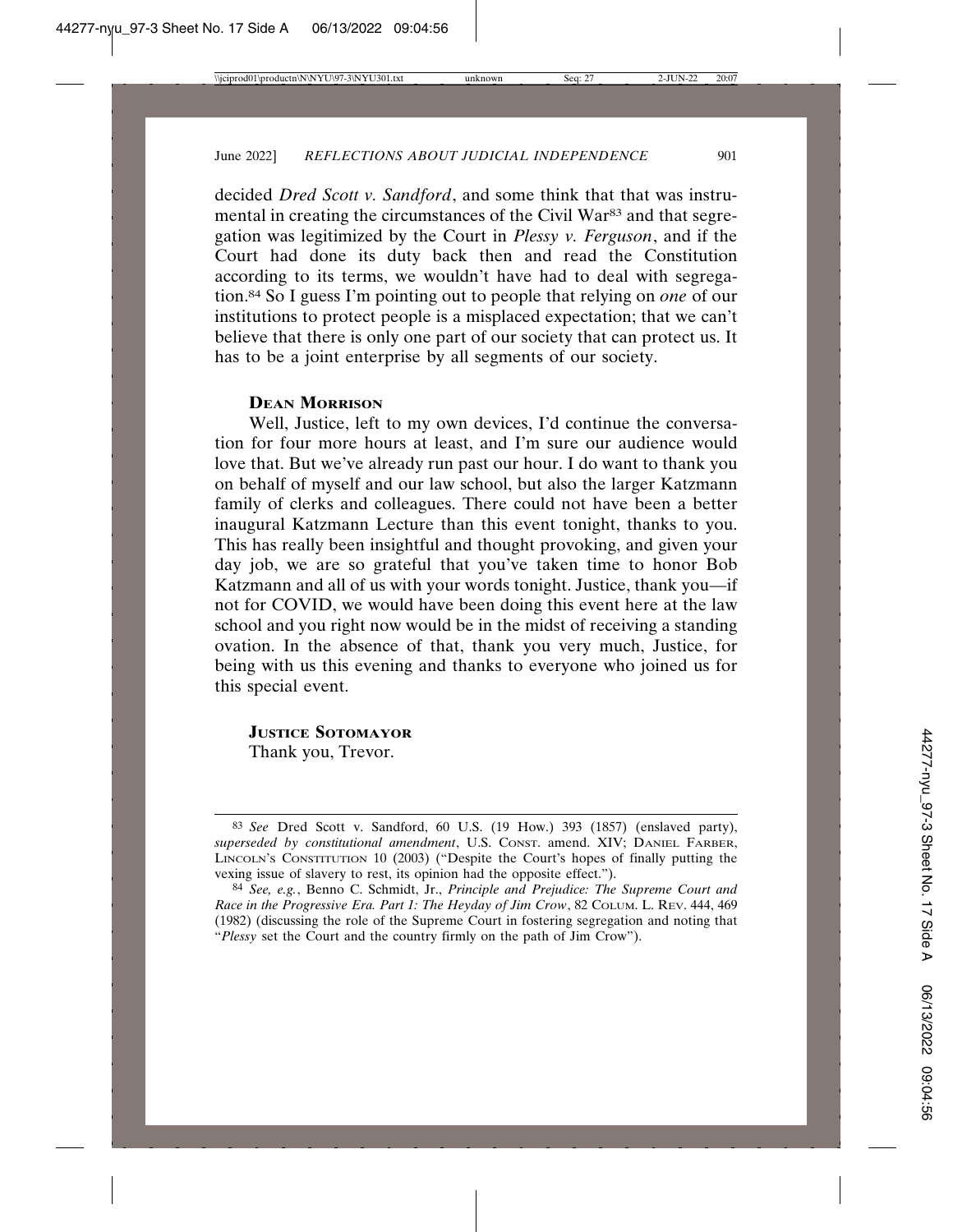decided *Dred Scott v. Sandford*, and some think that that was instrumental in creating the circumstances of the Civil War[83] and that segregation was legitimized by the Court in *Plessy v. Ferguson*, and if the Court had done its duty back then and read the Constitution according to its terms, we wouldn't have had to deal with segregation.[84] So I guess I'm pointing out to people that relying on *one* of our institutions to protect people is a misplaced expectation; that we can't believe that there is only one part of our society that can protect us. It has to be a joint enterprise by all segments of our society.

**DEAN MORRISON**

Well, Justice, left to my own devices, I'd continue the conversation for four more hours at least, and I'm sure our audience would love that. But we've already run past our hour. I do want to thank you on behalf of myself and our law school, but also the larger Katzmann family of clerks and colleagues. There could not have been a better inaugural Katzmann Lecture than this event tonight, thanks to you. This has really been insightful and thought provoking, and given your day job, we are so grateful that you've taken time to honor Bob Katzmann and all of us with your words tonight. Justice, thank you—if not for COVID, we would have been doing this event here at the law school and you right now would be in the midst of receiving a standing ovation. In the absence of that, thank you very much, Justice, for being with us this evening and thanks to everyone who joined us for this special event.

**JUSTICE SOTOMAYOR**

Thank you, Trevor.

---

[83] *See* Dred Scott v. Sandford, 60 U.S. (19 How.) 393 (1857) (enslaved party), *superseded by constitutional amendment*, U.S. CONST. amend. XIV; DANIEL FARBER, LINCOLN'S CONSTITUTION 10 (2003) ("Despite the Court's hopes of finally putting the vexing issue of slavery to rest, its opinion had the opposite effect.").

[84] *See, e.g.*, Benno C. Schmidt, Jr., *Principle and Prejudice: The Supreme Court and Race in the Progressive Era. Part 1: The Heyday of Jim Crow*, 82 COLUM. L. REV. 444, 469 (1982) (discussing the role of the Supreme Court in fostering segregation and noting that "*Plessy* set the Court and the country firmly on the path of Jim Crow").